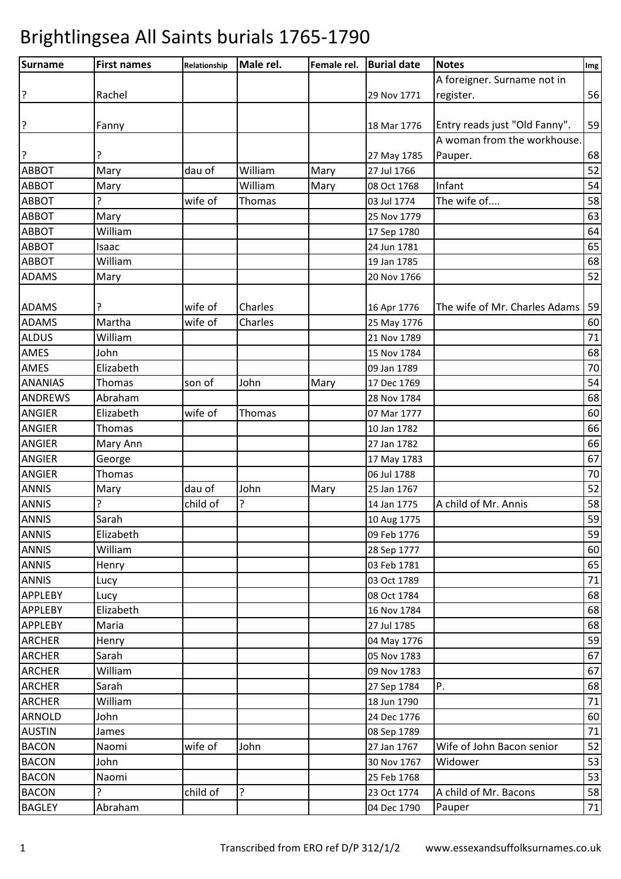# Brightlingsea All Saints burials 1765-1790

| Surname | First names | Relationship | Male rel. | Female rel. | Burial date | Notes | Img |
|---|---|---|---|---|---|---|---|
| ? | Rachel | | | | 29 Nov 1771 | A foreigner. Surname not in register. | 56 |
| ? | Fanny | | | | 18 Mar 1776 | Entry reads just "Old Fanny". | 59 |
| ? | ? | | | | 27 May 1785 | A woman from the workhouse. Pauper. | 68 |
| ABBOT | Mary | dau of | William | Mary | 27 Jul 1766 | | 52 |
| ABBOT | Mary | | William | Mary | 08 Oct 1768 | Infant | 54 |
| ABBOT | ? | wife of | Thomas | | 03 Jul 1774 | The wife of.... | 58 |
| ABBOT | Mary | | | | 25 Nov 1779 | | 63 |
| ABBOT | William | | | | 17 Sep 1780 | | 64 |
| ABBOT | Isaac | | | | 24 Jun 1781 | | 65 |
| ABBOT | William | | | | 19 Jan 1785 | | 68 |
| ADAMS | Mary | | | | 20 Nov 1766 | | 52 |
| ADAMS | ? | wife of | Charles | | 16 Apr 1776 | The wife of Mr. Charles Adams | 59 |
| ADAMS | Martha | wife of | Charles | | 25 May 1776 | | 60 |
| ALDUS | William | | | | 21 Nov 1789 | | 71 |
| AMES | John | | | | 15 Nov 1784 | | 68 |
| AMES | Elizabeth | | | | 09 Jan 1789 | | 70 |
| ANANIAS | Thomas | son of | John | Mary | 17 Dec 1769 | | 54 |
| ANDREWS | Abraham | | | | 28 Nov 1784 | | 68 |
| ANGIER | Elizabeth | wife of | Thomas | | 07 Mar 1777 | | 60 |
| ANGIER | Thomas | | | | 10 Jan 1782 | | 66 |
| ANGIER | Mary Ann | | | | 27 Jan 1782 | | 66 |
| ANGIER | George | | | | 17 May 1783 | | 67 |
| ANGIER | Thomas | | | | 06 Jul 1788 | | 70 |
| ANNIS | Mary | dau of | John | Mary | 25 Jan 1767 | | 52 |
| ANNIS | ? | child of | ? | | 14 Jan 1775 | A child of Mr. Annis | 58 |
| ANNIS | Sarah | | | | 10 Aug 1775 | | 59 |
| ANNIS | Elizabeth | | | | 09 Feb 1776 | | 59 |
| ANNIS | William | | | | 28 Sep 1777 | | 60 |
| ANNIS | Henry | | | | 03 Feb 1781 | | 65 |
| ANNIS | Lucy | | | | 03 Oct 1789 | | 71 |
| APPLEBY | Lucy | | | | 08 Oct 1784 | | 68 |
| APPLEBY | Elizabeth | | | | 16 Nov 1784 | | 68 |
| APPLEBY | Maria | | | | 27 Jul 1785 | | 68 |
| ARCHER | Henry | | | | 04 May 1776 | | 59 |
| ARCHER | Sarah | | | | 05 Nov 1783 | | 67 |
| ARCHER | William | | | | 09 Nov 1783 | | 67 |
| ARCHER | Sarah | | | | 27 Sep 1784 | P. | 68 |
| ARCHER | William | | | | 18 Jun 1790 | | 71 |
| ARNOLD | John | | | | 24 Dec 1776 | | 60 |
| AUSTIN | James | | | | 08 Sep 1789 | | 71 |
| BACON | Naomi | wife of | John | | 27 Jan 1767 | Wife of John Bacon senior | 52 |
| BACON | John | | | | 30 Nov 1767 | Widower | 53 |
| BACON | Naomi | | | | 25 Feb 1768 | | 53 |
| BACON | ? | child of | ? | | 23 Oct 1774 | A child of Mr. Bacons | 58 |
| BAGLEY | Abraham | | | | 04 Dec 1790 | Pauper | 71 |

Transcribed from ERO ref D/P 312/1/2 www.essexandsuffolksurnames.co.uk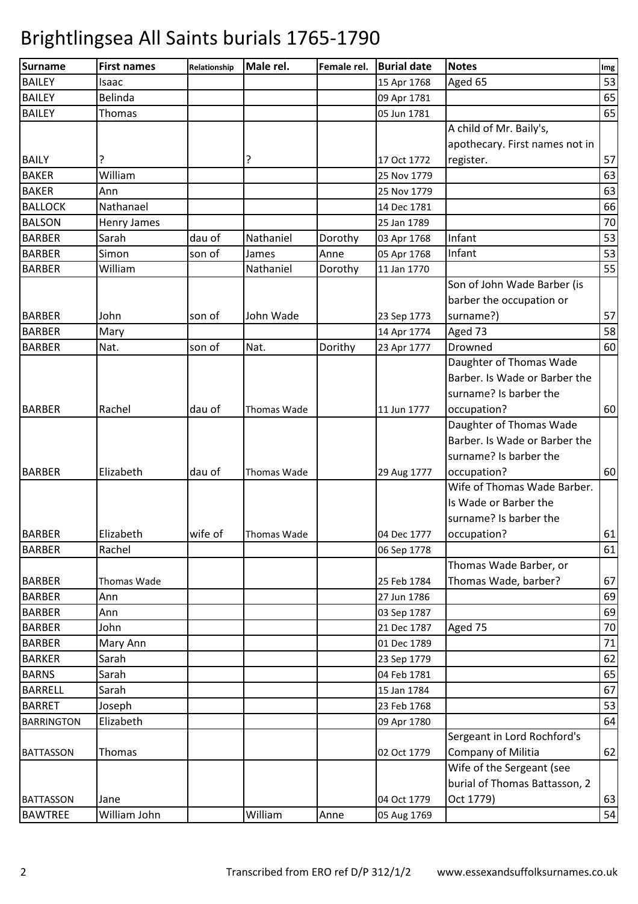# Brightlingsea All Saints burials 1765-1790

| Surname | First names | Relationship | Male rel. | Female rel. | Burial date | Notes | Img |
|---|---|---|---|---|---|---|---|
| BAILEY | Isaac | | | | 15 Apr 1768 | Aged 65 | 53 |
| BAILEY | Belinda | | | | 09 Apr 1781 | | 65 |
| BAILEY | Thomas | | | | 05 Jun 1781 | | 65 |
| BAILY | ? | | ? | | 17 Oct 1772 | A child of Mr. Baily's, apothecary. First names not in register. | 57 |
| BAKER | William | | | | 25 Nov 1779 | | 63 |
| BAKER | Ann | | | | 25 Nov 1779 | | 63 |
| BALLOCK | Nathanael | | | | 14 Dec 1781 | | 66 |
| BALSON | Henry James | | | | 25 Jan 1789 | | 70 |
| BARBER | Sarah | dau of | Nathaniel | Dorothy | 03 Apr 1768 | Infant | 53 |
| BARBER | Simon | son of | James | Anne | 05 Apr 1768 | Infant | 53 |
| BARBER | William | | Nathaniel | Dorothy | 11 Jan 1770 | | 55 |
| BARBER | John | son of | John Wade | | 23 Sep 1773 | Son of John Wade Barber (is barber the occupation or surname?) | 57 |
| BARBER | Mary | | | | 14 Apr 1774 | Aged 73 | 58 |
| BARBER | Nat. | son of | Nat. | Dorithy | 23 Apr 1777 | Drowned | 60 |
| BARBER | Rachel | dau of | Thomas Wade | | 11 Jun 1777 | Daughter of Thomas Wade Barber. Is Wade or Barber the surname? Is barber the occupation? | 60 |
| BARBER | Elizabeth | dau of | Thomas Wade | | 29 Aug 1777 | Daughter of Thomas Wade Barber. Is Wade or Barber the surname? Is barber the occupation? | 60 |
| BARBER | Elizabeth | wife of | Thomas Wade | | 04 Dec 1777 | Wife of Thomas Wade Barber. Is Wade or Barber the surname? Is barber the occupation? | 61 |
| BARBER | Rachel | | | | 06 Sep 1778 | | 61 |
| BARBER | Thomas Wade | | | | 25 Feb 1784 | Thomas Wade Barber, or Thomas Wade, barber? | 67 |
| BARBER | Ann | | | | 27 Jun 1786 | | 69 |
| BARBER | Ann | | | | 03 Sep 1787 | | 69 |
| BARBER | John | | | | 21 Dec 1787 | Aged 75 | 70 |
| BARBER | Mary Ann | | | | 01 Dec 1789 | | 71 |
| BARKER | Sarah | | | | 23 Sep 1779 | | 62 |
| BARNS | Sarah | | | | 04 Feb 1781 | | 65 |
| BARRELL | Sarah | | | | 15 Jan 1784 | | 67 |
| BARRET | Joseph | | | | 23 Feb 1768 | | 53 |
| BARRINGTON | Elizabeth | | | | 09 Apr 1780 | | 64 |
| BATTASSON | Thomas | | | | 02 Oct 1779 | Sergeant in Lord Rochford's Company of Militia | 62 |
| BATTASSON | Jane | | | | 04 Oct 1779 | Wife of the Sergeant (see burial of Thomas Battasson, 2 Oct 1779) | 63 |
| BAWTREE | William John | | William | Anne | 05 Aug 1769 | | 54 |

Transcribed from ERO ref D/P 312/1/2 www.essexandsuffolksurnames.co.uk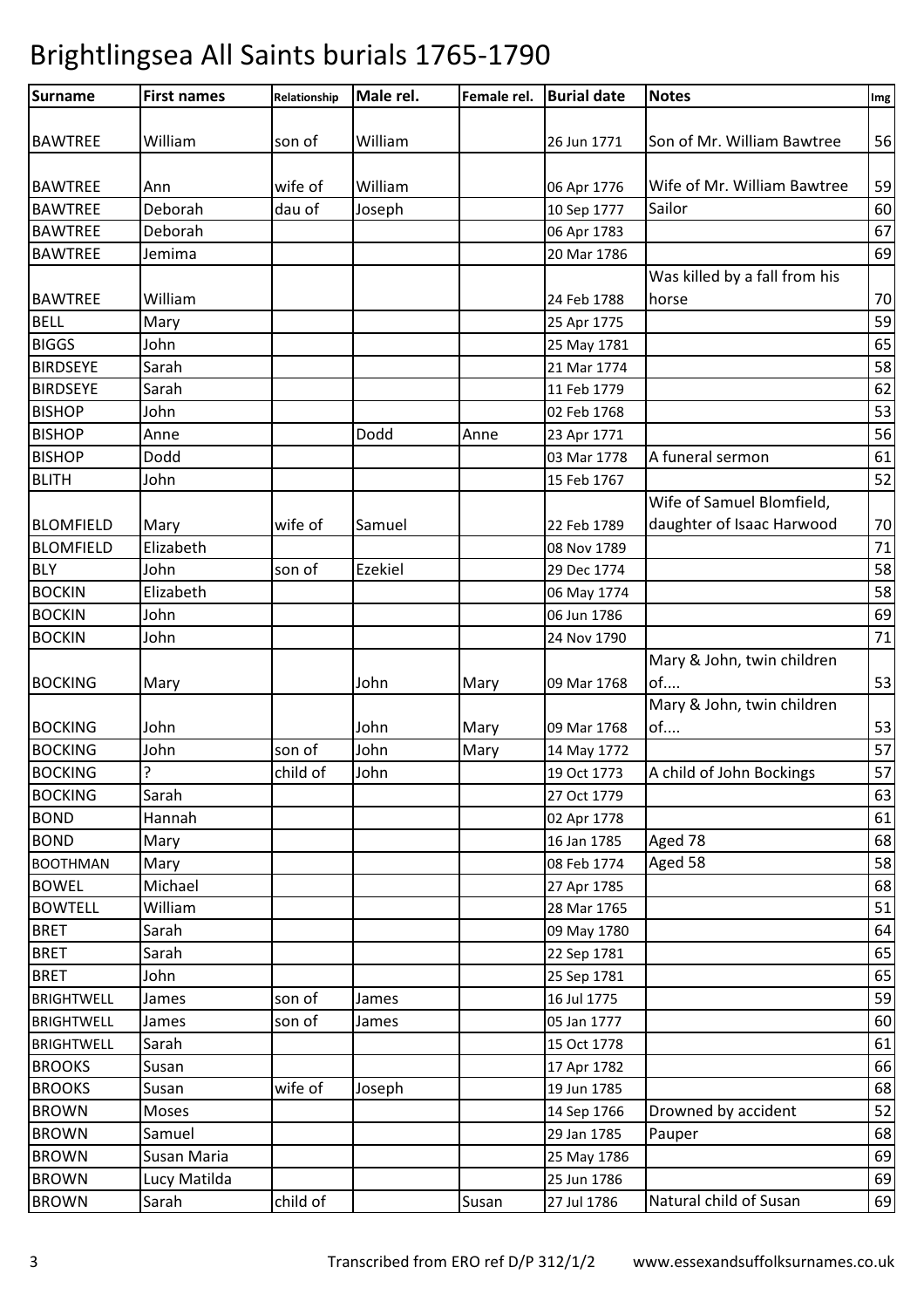# Brightlingsea All Saints burials 1765-1790

| Surname | First names | Relationship | Male rel. | Female rel. | Burial date | Notes | Img |
|---|---|---|---|---|---|---|---|
| BAWTREE | William | son of | William | | 26 Jun 1771 | Son of Mr. William Bawtree | 56 |
| BAWTREE | Ann | wife of | William | | 06 Apr 1776 | Wife of Mr. William Bawtree | 59 |
| BAWTREE | Deborah | dau of | Joseph | | 10 Sep 1777 | Sailor | 60 |
| BAWTREE | Deborah | | | | 06 Apr 1783 | | 67 |
| BAWTREE | Jemima | | | | 20 Mar 1786 | | 69 |
| BAWTREE | William | | | | 24 Feb 1788 | Was killed by a fall from his horse | 70 |
| BELL | Mary | | | | 25 Apr 1775 | | 59 |
| BIGGS | John | | | | 25 May 1781 | | 65 |
| BIRDSEYE | Sarah | | | | 21 Mar 1774 | | 58 |
| BIRDSEYE | Sarah | | | | 11 Feb 1779 | | 62 |
| BISHOP | John | | | | 02 Feb 1768 | | 53 |
| BISHOP | Anne | | Dodd | Anne | 23 Apr 1771 | | 56 |
| BISHOP | Dodd | | | | 03 Mar 1778 | A funeral sermon | 61 |
| BLITH | John | | | | 15 Feb 1767 | | 52 |
| BLOMFIELD | Mary | wife of | Samuel | | 22 Feb 1789 | Wife of Samuel Blomfield, daughter of Isaac Harwood | 70 |
| BLOMFIELD | Elizabeth | | | | 08 Nov 1789 | | 71 |
| BLY | John | son of | Ezekiel | | 29 Dec 1774 | | 58 |
| BOCKIN | Elizabeth | | | | 06 May 1774 | | 58 |
| BOCKIN | John | | | | 06 Jun 1786 | | 69 |
| BOCKIN | John | | | | 24 Nov 1790 | | 71 |
| BOCKING | Mary | | John | Mary | 09 Mar 1768 | Mary & John, twin children of.... | 53 |
| BOCKING | John | | John | Mary | 09 Mar 1768 | Mary & John, twin children of.... | 53 |
| BOCKING | John | son of | John | Mary | 14 May 1772 | | 57 |
| BOCKING | ? | child of | John | | 19 Oct 1773 | A child of John Bockings | 57 |
| BOCKING | Sarah | | | | 27 Oct 1779 | | 63 |
| BOND | Hannah | | | | 02 Apr 1778 | | 61 |
| BOND | Mary | | | | 16 Jan 1785 | Aged 78 | 68 |
| BOOTHMAN | Mary | | | | 08 Feb 1774 | Aged 58 | 58 |
| BOWEL | Michael | | | | 27 Apr 1785 | | 68 |
| BOWTELL | William | | | | 28 Mar 1765 | | 51 |
| BRET | Sarah | | | | 09 May 1780 | | 64 |
| BRET | Sarah | | | | 22 Sep 1781 | | 65 |
| BRET | John | | | | 25 Sep 1781 | | 65 |
| BRIGHTWELL | James | son of | James | | 16 Jul 1775 | | 59 |
| BRIGHTWELL | James | son of | James | | 05 Jan 1777 | | 60 |
| BRIGHTWELL | Sarah | | | | 15 Oct 1778 | | 61 |
| BROOKS | Susan | | | | 17 Apr 1782 | | 66 |
| BROOKS | Susan | wife of | Joseph | | 19 Jun 1785 | | 68 |
| BROWN | Moses | | | | 14 Sep 1766 | Drowned by accident | 52 |
| BROWN | Samuel | | | | 29 Jan 1785 | Pauper | 68 |
| BROWN | Susan Maria | | | | 25 May 1786 | | 69 |
| BROWN | Lucy Matilda | | | | 25 Jun 1786 | | 69 |
| BROWN | Sarah | child of | | Susan | 27 Jul 1786 | Natural child of Susan | 69 |

Transcribed from ERO ref D/P 312/1/2 www.essexandsuffolksurnames.co.uk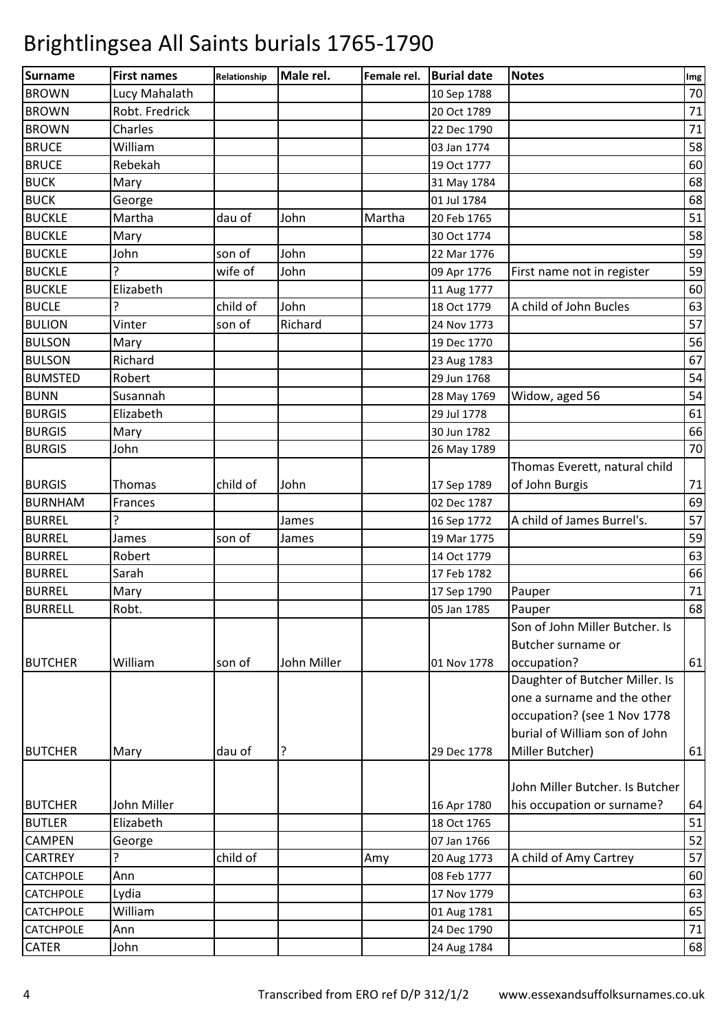# Brightlingsea All Saints burials 1765-1790

| Surname | First names | Relationship | Male rel. | Female rel. | Burial date | Notes | Img |
|---|---|---|---|---|---|---|---|
| BROWN | Lucy Mahalath | | | | 10 Sep 1788 | | 70 |
| BROWN | Robt. Fredrick | | | | 20 Oct 1789 | | 71 |
| BROWN | Charles | | | | 22 Dec 1790 | | 71 |
| BRUCE | William | | | | 03 Jan 1774 | | 58 |
| BRUCE | Rebekah | | | | 19 Oct 1777 | | 60 |
| BUCK | Mary | | | | 31 May 1784 | | 68 |
| BUCK | George | | | | 01 Jul 1784 | | 68 |
| BUCKLE | Martha | dau of | John | Martha | 20 Feb 1765 | | 51 |
| BUCKLE | Mary | | | | 30 Oct 1774 | | 58 |
| BUCKLE | John | son of | John | | 22 Mar 1776 | | 59 |
| BUCKLE | ? | wife of | John | | 09 Apr 1776 | First name not in register | 59 |
| BUCKLE | Elizabeth | | | | 11 Aug 1777 | | 60 |
| BUCLE | ? | child of | John | | 18 Oct 1779 | A child of John Bucles | 63 |
| BULION | Vinter | son of | Richard | | 24 Nov 1773 | | 57 |
| BULSON | Mary | | | | 19 Dec 1770 | | 56 |
| BULSON | Richard | | | | 23 Aug 1783 | | 67 |
| BUMSTED | Robert | | | | 29 Jun 1768 | | 54 |
| BUNN | Susannah | | | | 28 May 1769 | Widow, aged 56 | 54 |
| BURGIS | Elizabeth | | | | 29 Jul 1778 | | 61 |
| BURGIS | Mary | | | | 30 Jun 1782 | | 66 |
| BURGIS | John | | | | 26 May 1789 | | 70 |
| BURGIS | Thomas | child of | John | | 17 Sep 1789 | Thomas Everett, natural child of John Burgis | 71 |
| BURNHAM | Frances | | | | 02 Dec 1787 | | 69 |
| BURREL | ? | | James | | 16 Sep 1772 | A child of James Burrel's. | 57 |
| BURREL | James | son of | James | | 19 Mar 1775 | | 59 |
| BURREL | Robert | | | | 14 Oct 1779 | | 63 |
| BURREL | Sarah | | | | 17 Feb 1782 | | 66 |
| BURREL | Mary | | | | 17 Sep 1790 | Pauper | 71 |
| BURRELL | Robt. | | | | 05 Jan 1785 | Pauper | 68 |
| BUTCHER | William | son of | John Miller | | 01 Nov 1778 | Son of John Miller Butcher. Is Butcher surname or occupation? | 61 |
| BUTCHER | Mary | dau of | ? | | 29 Dec 1778 | Daughter of Butcher Miller. Is one a surname and the other occupation? (see 1 Nov 1778 burial of William son of John Miller Butcher) | 61 |
| BUTCHER | John Miller | | | | 16 Apr 1780 | John Miller Butcher. Is Butcher his occupation or surname? | 64 |
| BUTLER | Elizabeth | | | | 18 Oct 1765 | | 51 |
| CAMPEN | George | | | | 07 Jan 1766 | | 52 |
| CARTREY | ? | child of | | Amy | 20 Aug 1773 | A child of Amy Cartrey | 57 |
| CATCHPOLE | Ann | | | | 08 Feb 1777 | | 60 |
| CATCHPOLE | Lydia | | | | 17 Nov 1779 | | 63 |
| CATCHPOLE | William | | | | 01 Aug 1781 | | 65 |
| CATCHPOLE | Ann | | | | 24 Dec 1790 | | 71 |
| CATER | John | | | | 24 Aug 1784 | | 68 |

Transcribed from ERO ref D/P 312/1/2 www.essexandsuffolksurnames.co.uk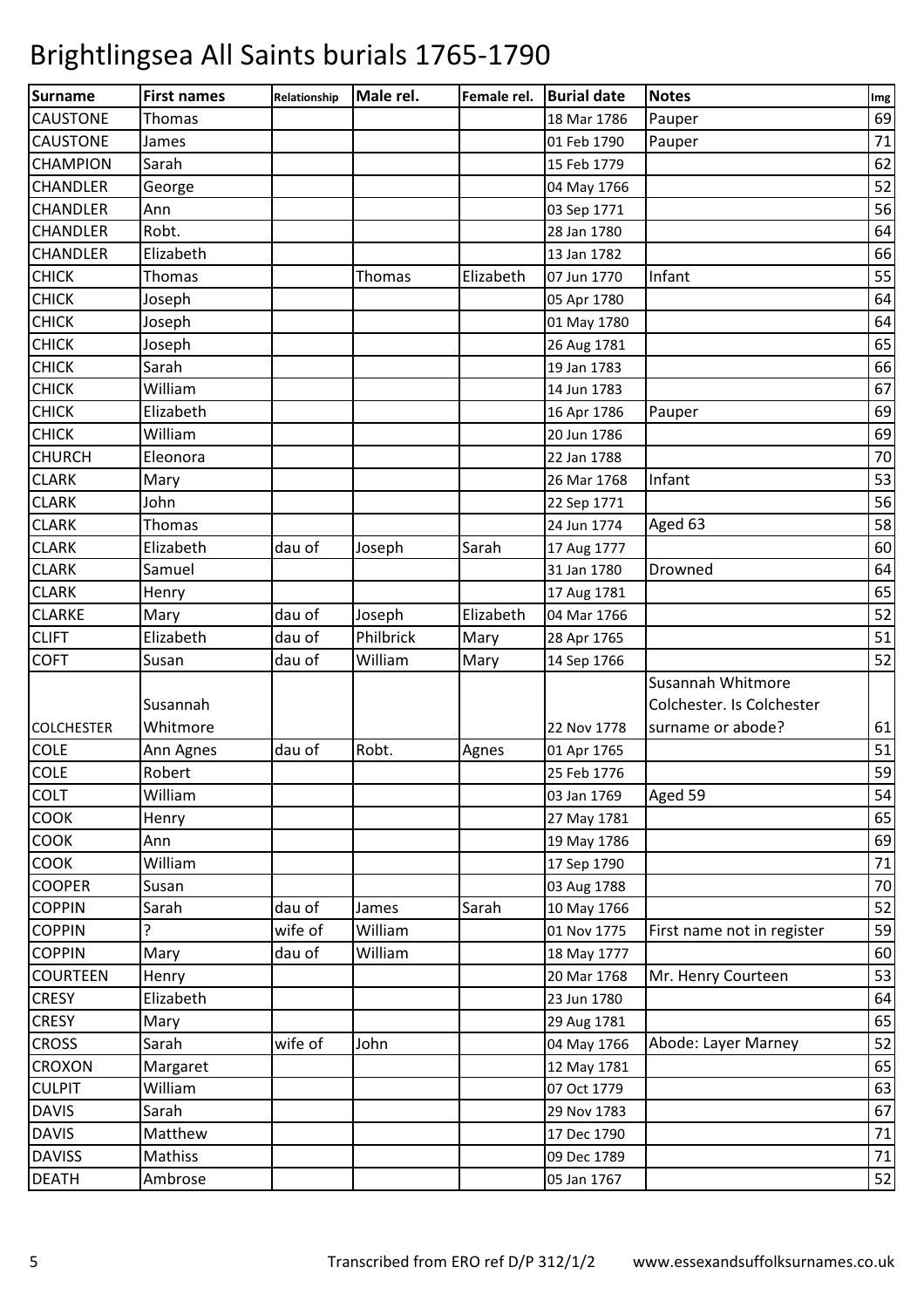# Brightlingsea All Saints burials 1765-1790

| Surname | First names | Relationship | Male rel. | Female rel. | Burial date | Notes | Img |
|---|---|---|---|---|---|---|---|
| CAUSTONE | Thomas | | | | 18 Mar 1786 | Pauper | 69 |
| CAUSTONE | James | | | | 01 Feb 1790 | Pauper | 71 |
| CHAMPION | Sarah | | | | 15 Feb 1779 | | 62 |
| CHANDLER | George | | | | 04 May 1766 | | 52 |
| CHANDLER | Ann | | | | 03 Sep 1771 | | 56 |
| CHANDLER | Robt. | | | | 28 Jan 1780 | | 64 |
| CHANDLER | Elizabeth | | | | 13 Jan 1782 | | 66 |
| CHICK | Thomas | | Thomas | Elizabeth | 07 Jun 1770 | Infant | 55 |
| CHICK | Joseph | | | | 05 Apr 1780 | | 64 |
| CHICK | Joseph | | | | 01 May 1780 | | 64 |
| CHICK | Joseph | | | | 26 Aug 1781 | | 65 |
| CHICK | Sarah | | | | 19 Jan 1783 | | 66 |
| CHICK | William | | | | 14 Jun 1783 | | 67 |
| CHICK | Elizabeth | | | | 16 Apr 1786 | Pauper | 69 |
| CHICK | William | | | | 20 Jun 1786 | | 69 |
| CHURCH | Eleonora | | | | 22 Jan 1788 | | 70 |
| CLARK | Mary | | | | 26 Mar 1768 | Infant | 53 |
| CLARK | John | | | | 22 Sep 1771 | | 56 |
| CLARK | Thomas | | | | 24 Jun 1774 | Aged 63 | 58 |
| CLARK | Elizabeth | dau of | Joseph | Sarah | 17 Aug 1777 | | 60 |
| CLARK | Samuel | | | | 31 Jan 1780 | Drowned | 64 |
| CLARK | Henry | | | | 17 Aug 1781 | | 65 |
| CLARKE | Mary | dau of | Joseph | Elizabeth | 04 Mar 1766 | | 52 |
| CLIFT | Elizabeth | dau of | Philbrick | Mary | 28 Apr 1765 | | 51 |
| COFT | Susan | dau of | William | Mary | 14 Sep 1766 | | 52 |
| COLCHESTER | Susannah Whitmore | | | | 22 Nov 1778 | Susannah Whitmore Colchester. Is Colchester surname or abode? | 61 |
| COLE | Ann Agnes | dau of | Robt. | Agnes | 01 Apr 1765 | | 51 |
| COLE | Robert | | | | 25 Feb 1776 | | 59 |
| COLT | William | | | | 03 Jan 1769 | Aged 59 | 54 |
| COOK | Henry | | | | 27 May 1781 | | 65 |
| COOK | Ann | | | | 19 May 1786 | | 69 |
| COOK | William | | | | 17 Sep 1790 | | 71 |
| COOPER | Susan | | | | 03 Aug 1788 | | 70 |
| COPPIN | Sarah | dau of | James | Sarah | 10 May 1766 | | 52 |
| COPPIN | ? | wife of | William | | 01 Nov 1775 | First name not in register | 59 |
| COPPIN | Mary | dau of | William | | 18 May 1777 | | 60 |
| COURTEEN | Henry | | | | 20 Mar 1768 | Mr. Henry Courteen | 53 |
| CRESY | Elizabeth | | | | 23 Jun 1780 | | 64 |
| CRESY | Mary | | | | 29 Aug 1781 | | 65 |
| CROSS | Sarah | wife of | John | | 04 May 1766 | Abode: Layer Marney | 52 |
| CROXON | Margaret | | | | 12 May 1781 | | 65 |
| CULPIT | William | | | | 07 Oct 1779 | | 63 |
| DAVIS | Sarah | | | | 29 Nov 1783 | | 67 |
| DAVIS | Matthew | | | | 17 Dec 1790 | | 71 |
| DAVISS | Mathiss | | | | 09 Dec 1789 | | 71 |
| DEATH | Ambrose | | | | 05 Jan 1767 | | 52 |

Transcribed from ERO ref D/P 312/1/2 www.essexandsuffolksurnames.co.uk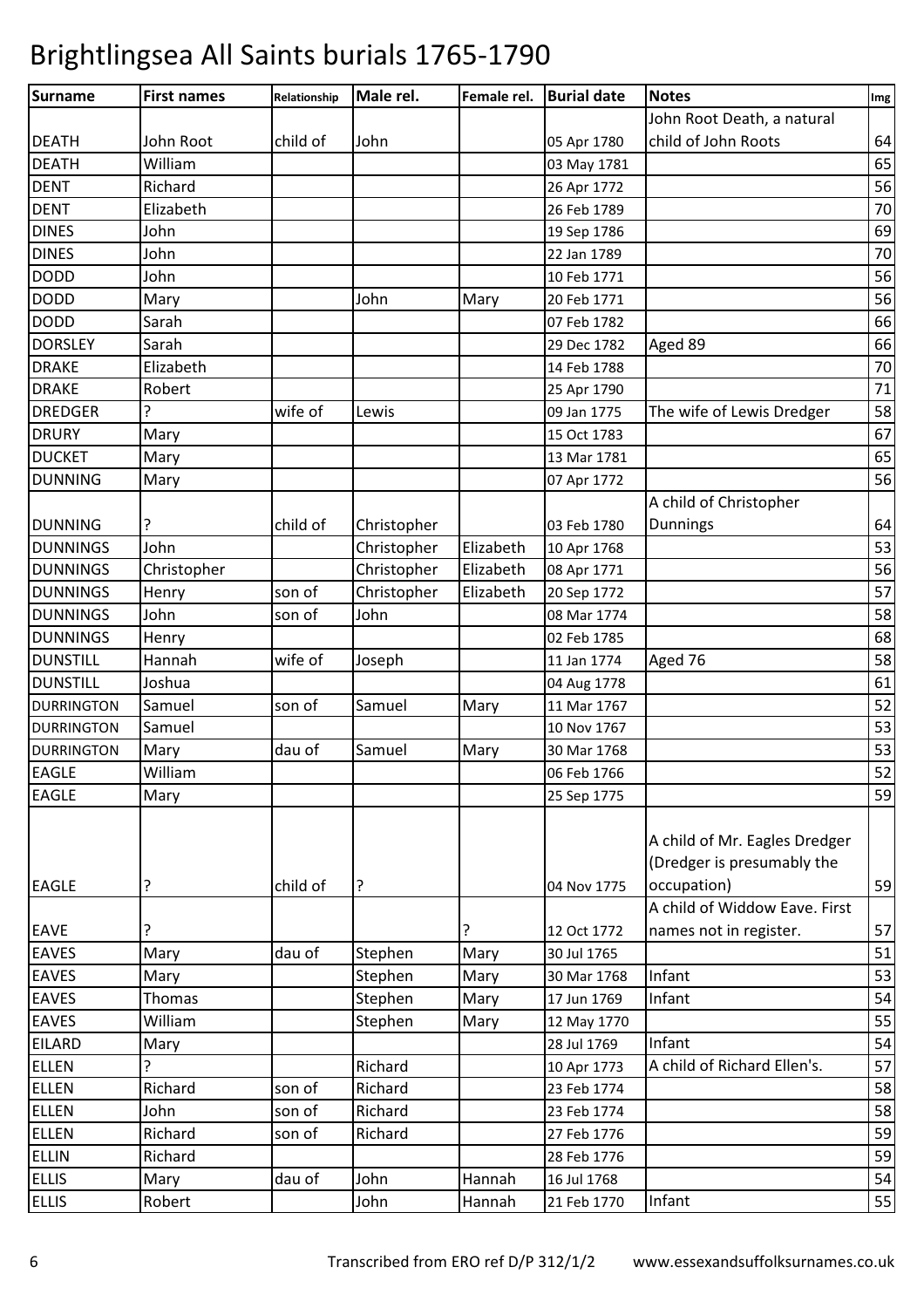# Brightlingsea All Saints burials 1765-1790

| Surname | First names | Relationship | Male rel. | Female rel. | Burial date | Notes | Img |
|---|---|---|---|---|---|---|---|
| DEATH | John Root | child of | John | | 05 Apr 1780 | John Root Death, a natural child of John Roots | 64 |
| DEATH | William | | | | 03 May 1781 | | 65 |
| DENT | Richard | | | | 26 Apr 1772 | | 56 |
| DENT | Elizabeth | | | | 26 Feb 1789 | | 70 |
| DINES | John | | | | 19 Sep 1786 | | 69 |
| DINES | John | | | | 22 Jan 1789 | | 70 |
| DODD | John | | | | 10 Feb 1771 | | 56 |
| DODD | Mary | | John | Mary | 20 Feb 1771 | | 56 |
| DODD | Sarah | | | | 07 Feb 1782 | | 66 |
| DORSLEY | Sarah | | | | 29 Dec 1782 | Aged 89 | 66 |
| DRAKE | Elizabeth | | | | 14 Feb 1788 | | 70 |
| DRAKE | Robert | | | | 25 Apr 1790 | | 71 |
| DREDGER | ? | wife of | Lewis | | 09 Jan 1775 | The wife of Lewis Dredger | 58 |
| DRURY | Mary | | | | 15 Oct 1783 | | 67 |
| DUCKET | Mary | | | | 13 Mar 1781 | | 65 |
| DUNNING | Mary | | | | 07 Apr 1772 | | 56 |
| DUNNING | ? | child of | Christopher | | 03 Feb 1780 | A child of Christopher Dunnings | 64 |
| DUNNINGS | John | | Christopher | Elizabeth | 10 Apr 1768 | | 53 |
| DUNNINGS | Christopher | | Christopher | Elizabeth | 08 Apr 1771 | | 56 |
| DUNNINGS | Henry | son of | Christopher | Elizabeth | 20 Sep 1772 | | 57 |
| DUNNINGS | John | son of | John | | 08 Mar 1774 | | 58 |
| DUNNINGS | Henry | | | | 02 Feb 1785 | | 68 |
| DUNSTILL | Hannah | wife of | Joseph | | 11 Jan 1774 | Aged 76 | 58 |
| DUNSTILL | Joshua | | | | 04 Aug 1778 | | 61 |
| DURRINGTON | Samuel | son of | Samuel | Mary | 11 Mar 1767 | | 52 |
| DURRINGTON | Samuel | | | | 10 Nov 1767 | | 53 |
| DURRINGTON | Mary | dau of | Samuel | Mary | 30 Mar 1768 | | 53 |
| EAGLE | William | | | | 06 Feb 1766 | | 52 |
| EAGLE | Mary | | | | 25 Sep 1775 | | 59 |
| EAGLE | ? | child of | ? | | 04 Nov 1775 | A child of Mr. Eagles Dredger (Dredger is presumably the occupation) | 59 |
| EAVE | ? | | | ? | 12 Oct 1772 | A child of Widdow Eave. First names not in register. | 57 |
| EAVES | Mary | dau of | Stephen | Mary | 30 Jul 1765 | | 51 |
| EAVES | Mary | | Stephen | Mary | 30 Mar 1768 | Infant | 53 |
| EAVES | Thomas | | Stephen | Mary | 17 Jun 1769 | Infant | 54 |
| EAVES | William | | Stephen | Mary | 12 May 1770 | | 55 |
| EILARD | Mary | | | | 28 Jul 1769 | Infant | 54 |
| ELLEN | ? | | Richard | | 10 Apr 1773 | A child of Richard Ellen's. | 57 |
| ELLEN | Richard | son of | Richard | | 23 Feb 1774 | | 58 |
| ELLEN | John | son of | Richard | | 23 Feb 1774 | | 58 |
| ELLEN | Richard | son of | Richard | | 27 Feb 1776 | | 59 |
| ELLIN | Richard | | | | 28 Feb 1776 | | 59 |
| ELLIS | Mary | dau of | John | Hannah | 16 Jul 1768 | | 54 |
| ELLIS | Robert | | John | Hannah | 21 Feb 1770 | Infant | 55 |

Transcribed from ERO ref D/P 312/1/2 www.essexandsuffolksurnames.co.uk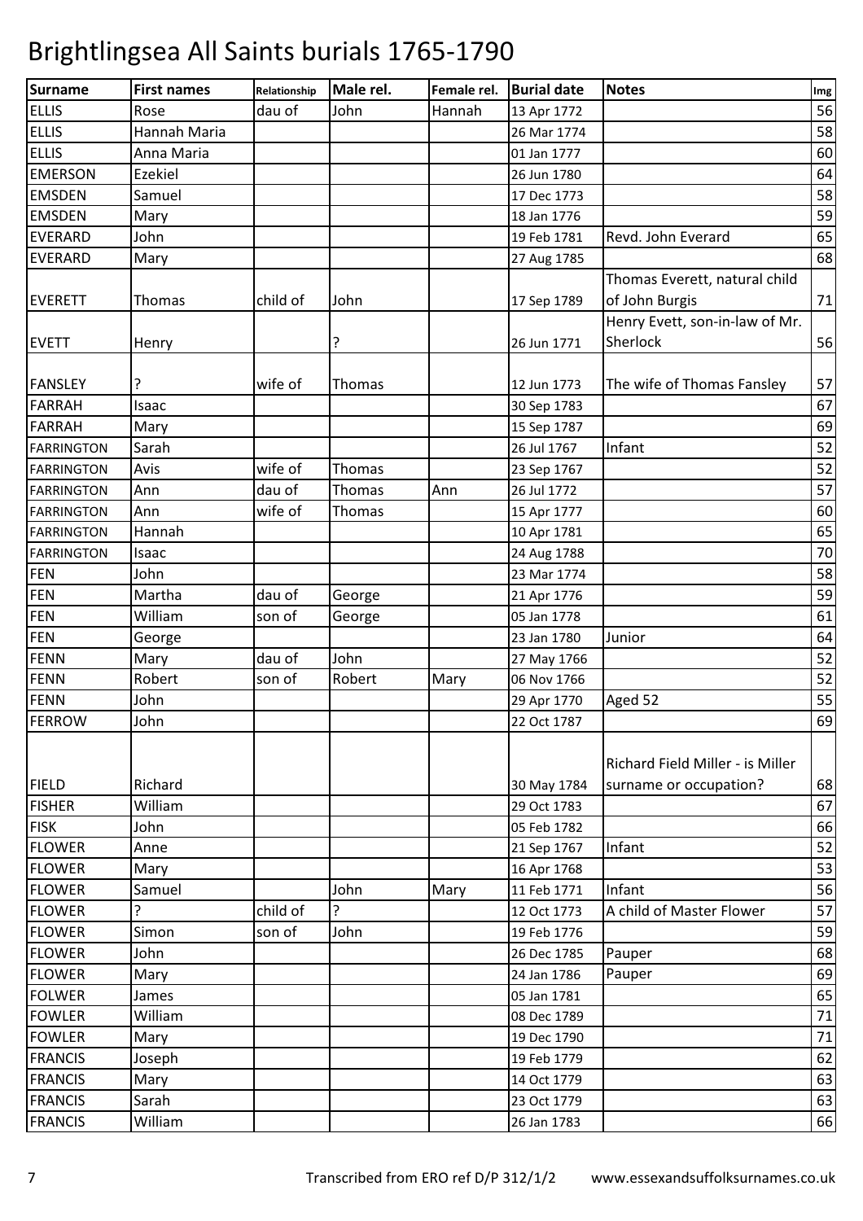# Brightlingsea All Saints burials 1765-1790

| Surname | First names | Relationship | Male rel. | Female rel. | Burial date | Notes | Img |
|---|---|---|---|---|---|---|---|
| ELLIS | Rose | dau of | John | Hannah | 13 Apr 1772 | | 56 |
| ELLIS | Hannah Maria | | | | 26 Mar 1774 | | 58 |
| ELLIS | Anna Maria | | | | 01 Jan 1777 | | 60 |
| EMERSON | Ezekiel | | | | 26 Jun 1780 | | 64 |
| EMSDEN | Samuel | | | | 17 Dec 1773 | | 58 |
| EMSDEN | Mary | | | | 18 Jan 1776 | | 59 |
| EVERARD | John | | | | 19 Feb 1781 | Revd. John Everard | 65 |
| EVERARD | Mary | | | | 27 Aug 1785 | | 68 |
| EVERETT | Thomas | child of | John | | 17 Sep 1789 | Thomas Everett, natural child of John Burgis | 71 |
| EVETT | Henry | | ? | | 26 Jun 1771 | Henry Evett, son-in-law of Mr. Sherlock | 56 |
| FANSLEY | ? | wife of | Thomas | | 12 Jun 1773 | The wife of Thomas Fansley | 57 |
| FARRAH | Isaac | | | | 30 Sep 1783 | | 67 |
| FARRAH | Mary | | | | 15 Sep 1787 | | 69 |
| FARRINGTON | Sarah | | | | 26 Jul 1767 | Infant | 52 |
| FARRINGTON | Avis | wife of | Thomas | | 23 Sep 1767 | | 52 |
| FARRINGTON | Ann | dau of | Thomas | Ann | 26 Jul 1772 | | 57 |
| FARRINGTON | Ann | wife of | Thomas | | 15 Apr 1777 | | 60 |
| FARRINGTON | Hannah | | | | 10 Apr 1781 | | 65 |
| FARRINGTON | Isaac | | | | 24 Aug 1788 | | 70 |
| FEN | John | | | | 23 Mar 1774 | | 58 |
| FEN | Martha | dau of | George | | 21 Apr 1776 | | 59 |
| FEN | William | son of | George | | 05 Jan 1778 | | 61 |
| FEN | George | | | | 23 Jan 1780 | Junior | 64 |
| FENN | Mary | dau of | John | | 27 May 1766 | | 52 |
| FENN | Robert | son of | Robert | Mary | 06 Nov 1766 | | 52 |
| FENN | John | | | | 29 Apr 1770 | Aged 52 | 55 |
| FERROW | John | | | | 22 Oct 1787 | | 69 |
| FIELD | Richard | | | | 30 May 1784 | Richard Field Miller - is Miller surname or occupation? | 68 |
| FISHER | William | | | | 29 Oct 1783 | | 67 |
| FISK | John | | | | 05 Feb 1782 | | 66 |
| FLOWER | Anne | | | | 21 Sep 1767 | Infant | 52 |
| FLOWER | Mary | | | | 16 Apr 1768 | | 53 |
| FLOWER | Samuel | | John | Mary | 11 Feb 1771 | Infant | 56 |
| FLOWER | ? | child of | ? | | 12 Oct 1773 | A child of Master Flower | 57 |
| FLOWER | Simon | son of | John | | 19 Feb 1776 | | 59 |
| FLOWER | John | | | | 26 Dec 1785 | Pauper | 68 |
| FLOWER | Mary | | | | 24 Jan 1786 | Pauper | 69 |
| FOLWER | James | | | | 05 Jan 1781 | | 65 |
| FOWLER | William | | | | 08 Dec 1789 | | 71 |
| FOWLER | Mary | | | | 19 Dec 1790 | | 71 |
| FRANCIS | Joseph | | | | 19 Feb 1779 | | 62 |
| FRANCIS | Mary | | | | 14 Oct 1779 | | 63 |
| FRANCIS | Sarah | | | | 23 Oct 1779 | | 63 |
| FRANCIS | William | | | | 26 Jan 1783 | | 66 |

Transcribed from ERO ref D/P 312/1/2 www.essexandsuffolksurnames.co.uk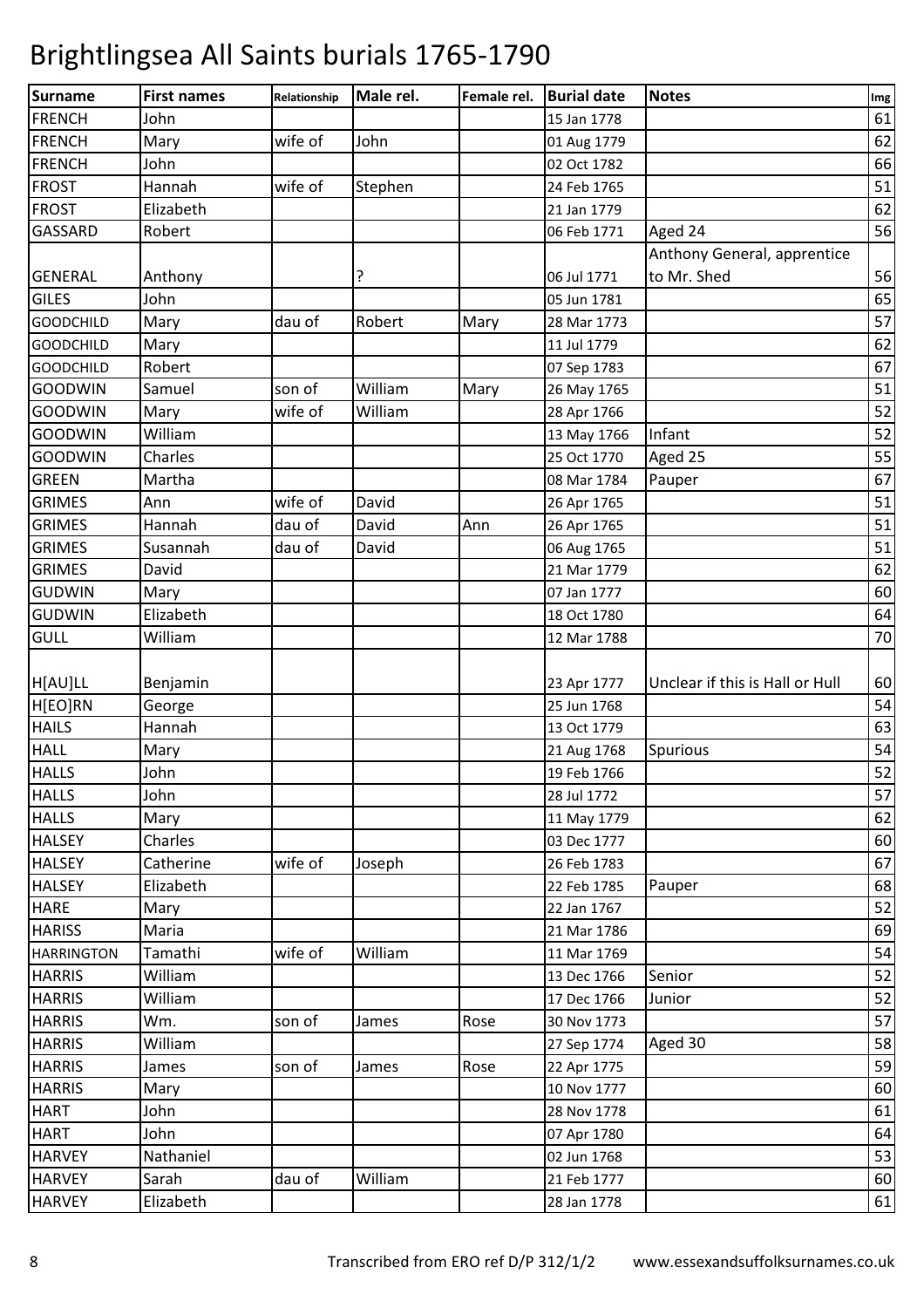# Brightlingsea All Saints burials 1765-1790

| Surname | First names | Relationship | Male rel. | Female rel. | Burial date | Notes | Img |
|---|---|---|---|---|---|---|---|
| FRENCH | John | | | | 15 Jan 1778 | | 61 |
| FRENCH | Mary | wife of | John | | 01 Aug 1779 | | 62 |
| FRENCH | John | | | | 02 Oct 1782 | | 66 |
| FROST | Hannah | wife of | Stephen | | 24 Feb 1765 | | 51 |
| FROST | Elizabeth | | | | 21 Jan 1779 | | 62 |
| GASSARD | Robert | | | | 06 Feb 1771 | Aged 24 | 56 |
| GENERAL | Anthony | | ? | | 06 Jul 1771 | Anthony General, apprentice to Mr. Shed | 56 |
| GILES | John | | | | 05 Jun 1781 | | 65 |
| GOODCHILD | Mary | dau of | Robert | Mary | 28 Mar 1773 | | 57 |
| GOODCHILD | Mary | | | | 11 Jul 1779 | | 62 |
| GOODCHILD | Robert | | | | 07 Sep 1783 | | 67 |
| GOODWIN | Samuel | son of | William | Mary | 26 May 1765 | | 51 |
| GOODWIN | Mary | wife of | William | | 28 Apr 1766 | | 52 |
| GOODWIN | William | | | | 13 May 1766 | Infant | 52 |
| GOODWIN | Charles | | | | 25 Oct 1770 | Aged 25 | 55 |
| GREEN | Martha | | | | 08 Mar 1784 | Pauper | 67 |
| GRIMES | Ann | wife of | David | | 26 Apr 1765 | | 51 |
| GRIMES | Hannah | dau of | David | Ann | 26 Apr 1765 | | 51 |
| GRIMES | Susannah | dau of | David | | 06 Aug 1765 | | 51 |
| GRIMES | David | | | | 21 Mar 1779 | | 62 |
| GUDWIN | Mary | | | | 07 Jan 1777 | | 60 |
| GUDWIN | Elizabeth | | | | 18 Oct 1780 | | 64 |
| GULL | William | | | | 12 Mar 1788 | | 70 |
| H[AU]LL | Benjamin | | | | 23 Apr 1777 | Unclear if this is Hall or Hull | 60 |
| H[EO]RN | George | | | | 25 Jun 1768 | | 54 |
| HAILS | Hannah | | | | 13 Oct 1779 | | 63 |
| HALL | Mary | | | | 21 Aug 1768 | Spurious | 54 |
| HALLS | John | | | | 19 Feb 1766 | | 52 |
| HALLS | John | | | | 28 Jul 1772 | | 57 |
| HALLS | Mary | | | | 11 May 1779 | | 62 |
| HALSEY | Charles | | | | 03 Dec 1777 | | 60 |
| HALSEY | Catherine | wife of | Joseph | | 26 Feb 1783 | | 67 |
| HALSEY | Elizabeth | | | | 22 Feb 1785 | Pauper | 68 |
| HARE | Mary | | | | 22 Jan 1767 | | 52 |
| HARISS | Maria | | | | 21 Mar 1786 | | 69 |
| HARRINGTON | Tamathi | wife of | William | | 11 Mar 1769 | | 54 |
| HARRIS | William | | | | 13 Dec 1766 | Senior | 52 |
| HARRIS | William | | | | 17 Dec 1766 | Junior | 52 |
| HARRIS | Wm. | son of | James | Rose | 30 Nov 1773 | | 57 |
| HARRIS | William | | | | 27 Sep 1774 | Aged 30 | 58 |
| HARRIS | James | son of | James | Rose | 22 Apr 1775 | | 59 |
| HARRIS | Mary | | | | 10 Nov 1777 | | 60 |
| HART | John | | | | 28 Nov 1778 | | 61 |
| HART | John | | | | 07 Apr 1780 | | 64 |
| HARVEY | Nathaniel | | | | 02 Jun 1768 | | 53 |
| HARVEY | Sarah | dau of | William | | 21 Feb 1777 | | 60 |
| HARVEY | Elizabeth | | | | 28 Jan 1778 | | 61 |

Transcribed from ERO ref D/P 312/1/2 www.essexandsuffolksurnames.co.uk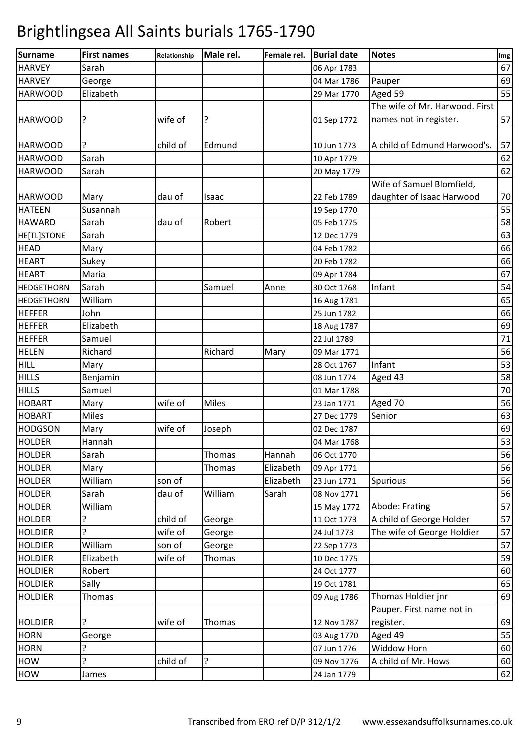# Brightlingsea All Saints burials 1765-1790

| Surname | First names | Relationship | Male rel. | Female rel. | Burial date | Notes | Img |
|---|---|---|---|---|---|---|---|
| HARVEY | Sarah | | | | 06 Apr 1783 | | 67 |
| HARVEY | George | | | | 04 Mar 1786 | Pauper | 69 |
| HARWOOD | Elizabeth | | | | 29 Mar 1770 | Aged 59 | 55 |
| HARWOOD | ? | wife of | ? | | 01 Sep 1772 | The wife of Mr. Harwood. First names not in register. | 57 |
| HARWOOD | ? | child of | Edmund | | 10 Jun 1773 | A child of Edmund Harwood's. | 57 |
| HARWOOD | Sarah | | | | 10 Apr 1779 | | 62 |
| HARWOOD | Sarah | | | | 20 May 1779 | | 62 |
| HARWOOD | Mary | dau of | Isaac | | 22 Feb 1789 | Wife of Samuel Blomfield, daughter of Isaac Harwood | 70 |
| HATEEN | Susannah | | | | 19 Sep 1770 | | 55 |
| HAWARD | Sarah | dau of | Robert | | 05 Feb 1775 | | 58 |
| HE[TL]STONE | Sarah | | | | 12 Dec 1779 | | 63 |
| HEAD | Mary | | | | 04 Feb 1782 | | 66 |
| HEART | Sukey | | | | 20 Feb 1782 | | 66 |
| HEART | Maria | | | | 09 Apr 1784 | | 67 |
| HEDGETHORN | Sarah | | Samuel | Anne | 30 Oct 1768 | Infant | 54 |
| HEDGETHORN | William | | | | 16 Aug 1781 | | 65 |
| HEFFER | John | | | | 25 Jun 1782 | | 66 |
| HEFFER | Elizabeth | | | | 18 Aug 1787 | | 69 |
| HEFFER | Samuel | | | | 22 Jul 1789 | | 71 |
| HELEN | Richard | | Richard | Mary | 09 Mar 1771 | | 56 |
| HILL | Mary | | | | 28 Oct 1767 | Infant | 53 |
| HILLS | Benjamin | | | | 08 Jun 1774 | Aged 43 | 58 |
| HILLS | Samuel | | | | 01 Mar 1788 | | 70 |
| HOBART | Mary | wife of | Miles | | 23 Jan 1771 | Aged 70 | 56 |
| HOBART | Miles | | | | 27 Dec 1779 | Senior | 63 |
| HODGSON | Mary | wife of | Joseph | | 02 Dec 1787 | | 69 |
| HOLDER | Hannah | | | | 04 Mar 1768 | | 53 |
| HOLDER | Sarah | | Thomas | Hannah | 06 Oct 1770 | | 56 |
| HOLDER | Mary | | Thomas | Elizabeth | 09 Apr 1771 | | 56 |
| HOLDER | William | son of | | Elizabeth | 23 Jun 1771 | Spurious | 56 |
| HOLDER | Sarah | dau of | William | Sarah | 08 Nov 1771 | | 56 |
| HOLDER | William | | | | 15 May 1772 | Abode: Frating | 57 |
| HOLDER | ? | child of | George | | 11 Oct 1773 | A child of George Holder | 57 |
| HOLDIER | ? | wife of | George | | 24 Jul 1773 | The wife of George Holdier | 57 |
| HOLDIER | William | son of | George | | 22 Sep 1773 | | 57 |
| HOLDIER | Elizabeth | wife of | Thomas | | 10 Dec 1775 | | 59 |
| HOLDIER | Robert | | | | 24 Oct 1777 | | 60 |
| HOLDIER | Sally | | | | 19 Oct 1781 | | 65 |
| HOLDIER | Thomas | | | | 09 Aug 1786 | Thomas Holdier jnr | 69 |
| HOLDIER | ? | wife of | Thomas | | 12 Nov 1787 | Pauper. First name not in register. | 69 |
| HORN | George | | | | 03 Aug 1770 | Aged 49 | 55 |
| HORN | ? | | | | 07 Jun 1776 | Widdow Horn | 60 |
| HOW | ? | child of | ? | | 09 Nov 1776 | A child of Mr. Hows | 60 |
| HOW | James | | | | 24 Jan 1779 | | 62 |

Transcribed from ERO ref D/P 312/1/2 www.essexandsuffolksurnames.co.uk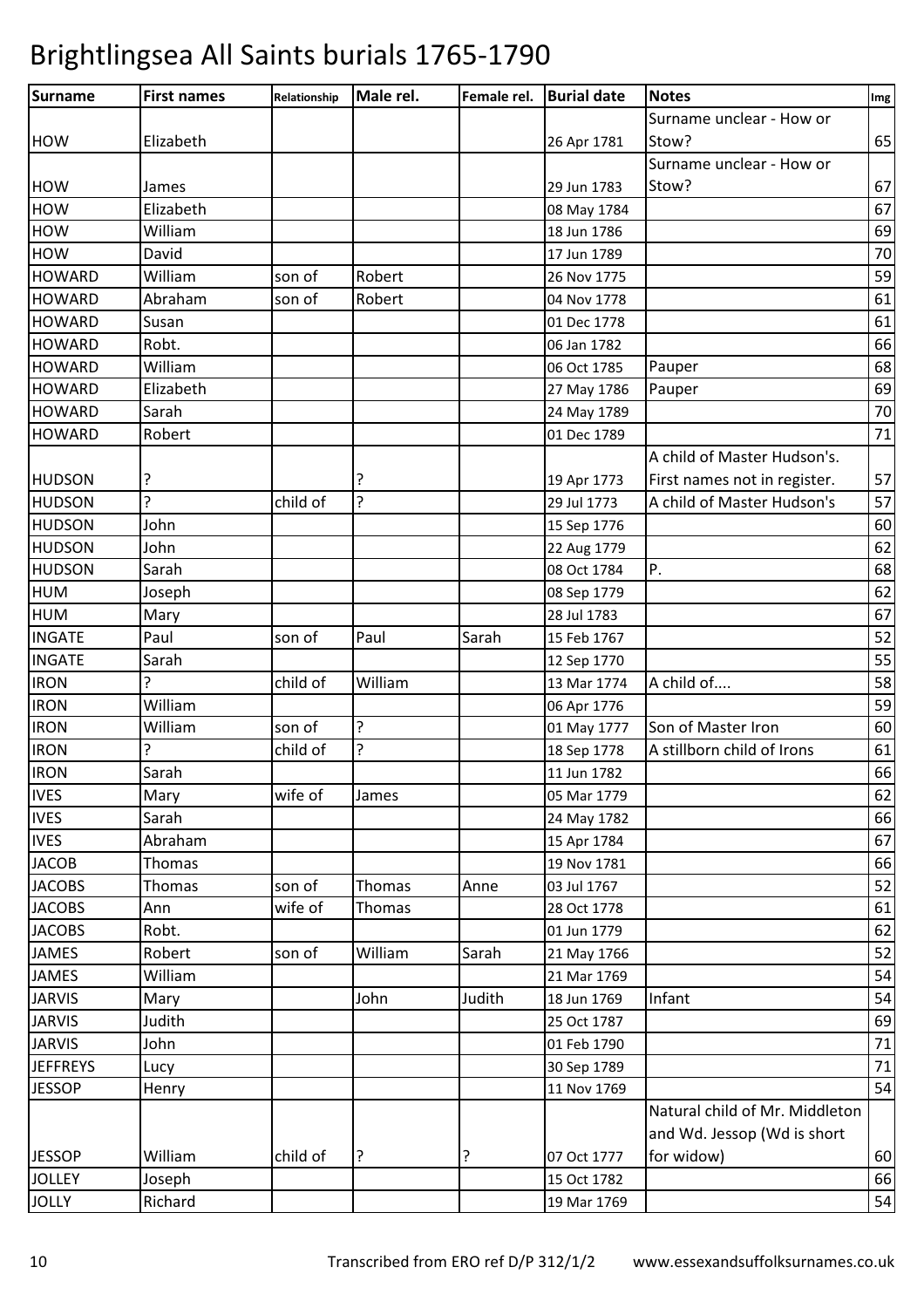# Brightlingsea All Saints burials 1765-1790

| Surname | First names | Relationship | Male rel. | Female rel. | Burial date | Notes | Img |
|---|---|---|---|---|---|---|---|
| HOW | Elizabeth | | | | 26 Apr 1781 | Surname unclear - How or Stow? | 65 |
| HOW | James | | | | 29 Jun 1783 | Surname unclear - How or Stow? | 67 |
| HOW | Elizabeth | | | | 08 May 1784 | | 67 |
| HOW | William | | | | 18 Jun 1786 | | 69 |
| HOW | David | | | | 17 Jun 1789 | | 70 |
| HOWARD | William | son of | Robert | | 26 Nov 1775 | | 59 |
| HOWARD | Abraham | son of | Robert | | 04 Nov 1778 | | 61 |
| HOWARD | Susan | | | | 01 Dec 1778 | | 61 |
| HOWARD | Robt. | | | | 06 Jan 1782 | | 66 |
| HOWARD | William | | | | 06 Oct 1785 | Pauper | 68 |
| HOWARD | Elizabeth | | | | 27 May 1786 | Pauper | 69 |
| HOWARD | Sarah | | | | 24 May 1789 | | 70 |
| HOWARD | Robert | | | | 01 Dec 1789 | | 71 |
| HUDSON | ? | | ? | | 19 Apr 1773 | A child of Master Hudson's. First names not in register. | 57 |
| HUDSON | ? | child of | ? | | 29 Jul 1773 | A child of Master Hudson's | 57 |
| HUDSON | John | | | | 15 Sep 1776 | | 60 |
| HUDSON | John | | | | 22 Aug 1779 | | 62 |
| HUDSON | Sarah | | | | 08 Oct 1784 | P. | 68 |
| HUM | Joseph | | | | 08 Sep 1779 | | 62 |
| HUM | Mary | | | | 28 Jul 1783 | | 67 |
| INGATE | Paul | son of | Paul | Sarah | 15 Feb 1767 | | 52 |
| INGATE | Sarah | | | | 12 Sep 1770 | | 55 |
| IRON | ? | child of | William | | 13 Mar 1774 | A child of.... | 58 |
| IRON | William | | | | 06 Apr 1776 | | 59 |
| IRON | William | son of | ? | | 01 May 1777 | Son of Master Iron | 60 |
| IRON | ? | child of | ? | | 18 Sep 1778 | A stillborn child of Irons | 61 |
| IRON | Sarah | | | | 11 Jun 1782 | | 66 |
| IVES | Mary | wife of | James | | 05 Mar 1779 | | 62 |
| IVES | Sarah | | | | 24 May 1782 | | 66 |
| IVES | Abraham | | | | 15 Apr 1784 | | 67 |
| JACOB | Thomas | | | | 19 Nov 1781 | | 66 |
| JACOBS | Thomas | son of | Thomas | Anne | 03 Jul 1767 | | 52 |
| JACOBS | Ann | wife of | Thomas | | 28 Oct 1778 | | 61 |
| JACOBS | Robt. | | | | 01 Jun 1779 | | 62 |
| JAMES | Robert | son of | William | Sarah | 21 May 1766 | | 52 |
| JAMES | William | | | | 21 Mar 1769 | | 54 |
| JARVIS | Mary | | John | Judith | 18 Jun 1769 | Infant | 54 |
| JARVIS | Judith | | | | 25 Oct 1787 | | 69 |
| JARVIS | John | | | | 01 Feb 1790 | | 71 |
| JEFFREYS | Lucy | | | | 30 Sep 1789 | | 71 |
| JESSOP | Henry | | | | 11 Nov 1769 | | 54 |
| JESSOP | William | child of | ? | ? | 07 Oct 1777 | Natural child of Mr. Middleton and Wd. Jessop (Wd is short for widow) | 60 |
| JOLLEY | Joseph | | | | 15 Oct 1782 | | 66 |
| JOLLY | Richard | | | | 19 Mar 1769 | | 54 |

Transcribed from ERO ref D/P 312/1/2 www.essexandsuffolksurnames.co.uk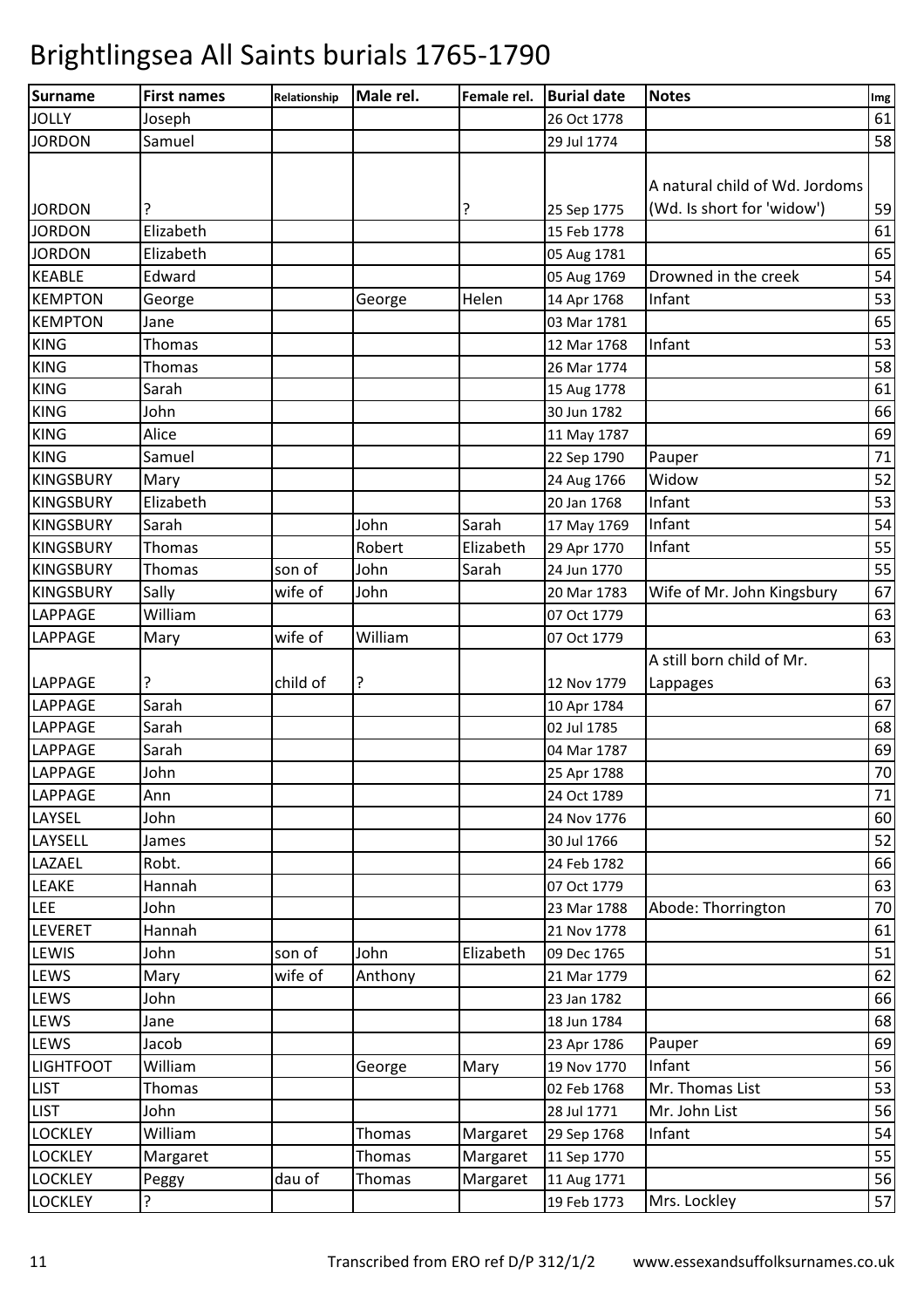# Brightlingsea All Saints burials 1765-1790

| Surname | First names | Relationship | Male rel. | Female rel. | Burial date | Notes | Img |
|---|---|---|---|---|---|---|---|
| JOLLY | Joseph | | | | 26 Oct 1778 | | 61 |
| JORDON | Samuel | | | | 29 Jul 1774 | | 58 |
| JORDON | ? | | | ? | 25 Sep 1775 | A natural child of Wd. Jordoms (Wd. Is short for 'widow') | 59 |
| JORDON | Elizabeth | | | | 15 Feb 1778 | | 61 |
| JORDON | Elizabeth | | | | 05 Aug 1781 | | 65 |
| KEABLE | Edward | | | | 05 Aug 1769 | Drowned in the creek | 54 |
| KEMPTON | George | | George | Helen | 14 Apr 1768 | Infant | 53 |
| KEMPTON | Jane | | | | 03 Mar 1781 | | 65 |
| KING | Thomas | | | | 12 Mar 1768 | Infant | 53 |
| KING | Thomas | | | | 26 Mar 1774 | | 58 |
| KING | Sarah | | | | 15 Aug 1778 | | 61 |
| KING | John | | | | 30 Jun 1782 | | 66 |
| KING | Alice | | | | 11 May 1787 | | 69 |
| KING | Samuel | | | | 22 Sep 1790 | Pauper | 71 |
| KINGSBURY | Mary | | | | 24 Aug 1766 | Widow | 52 |
| KINGSBURY | Elizabeth | | | | 20 Jan 1768 | Infant | 53 |
| KINGSBURY | Sarah | | John | Sarah | 17 May 1769 | Infant | 54 |
| KINGSBURY | Thomas | | Robert | Elizabeth | 29 Apr 1770 | Infant | 55 |
| KINGSBURY | Thomas | son of | John | Sarah | 24 Jun 1770 | | 55 |
| KINGSBURY | Sally | wife of | John | | 20 Mar 1783 | Wife of Mr. John Kingsbury | 67 |
| LAPPAGE | William | | | | 07 Oct 1779 | | 63 |
| LAPPAGE | Mary | wife of | William | | 07 Oct 1779 | | 63 |
| LAPPAGE | ? | child of | ? | | 12 Nov 1779 | A still born child of Mr. Lappages | 63 |
| LAPPAGE | Sarah | | | | 10 Apr 1784 | | 67 |
| LAPPAGE | Sarah | | | | 02 Jul 1785 | | 68 |
| LAPPAGE | Sarah | | | | 04 Mar 1787 | | 69 |
| LAPPAGE | John | | | | 25 Apr 1788 | | 70 |
| LAPPAGE | Ann | | | | 24 Oct 1789 | | 71 |
| LAYSEL | John | | | | 24 Nov 1776 | | 60 |
| LAYSELL | James | | | | 30 Jul 1766 | | 52 |
| LAZAEL | Robt. | | | | 24 Feb 1782 | | 66 |
| LEAKE | Hannah | | | | 07 Oct 1779 | | 63 |
| LEE | John | | | | 23 Mar 1788 | Abode: Thorrington | 70 |
| LEVERET | Hannah | | | | 21 Nov 1778 | | 61 |
| LEWIS | John | son of | John | Elizabeth | 09 Dec 1765 | | 51 |
| LEWS | Mary | wife of | Anthony | | 21 Mar 1779 | | 62 |
| LEWS | John | | | | 23 Jan 1782 | | 66 |
| LEWS | Jane | | | | 18 Jun 1784 | | 68 |
| LEWS | Jacob | | | | 23 Apr 1786 | Pauper | 69 |
| LIGHTFOOT | William | | George | Mary | 19 Nov 1770 | Infant | 56 |
| LIST | Thomas | | | | 02 Feb 1768 | Mr. Thomas List | 53 |
| LIST | John | | | | 28 Jul 1771 | Mr. John List | 56 |
| LOCKLEY | William | | Thomas | Margaret | 29 Sep 1768 | Infant | 54 |
| LOCKLEY | Margaret | | Thomas | Margaret | 11 Sep 1770 | | 55 |
| LOCKLEY | Peggy | dau of | Thomas | Margaret | 11 Aug 1771 | | 56 |
| LOCKLEY | ? | | | | 19 Feb 1773 | Mrs. Lockley | 57 |

Transcribed from ERO ref D/P 312/1/2 www.essexandsuffolksurnames.co.uk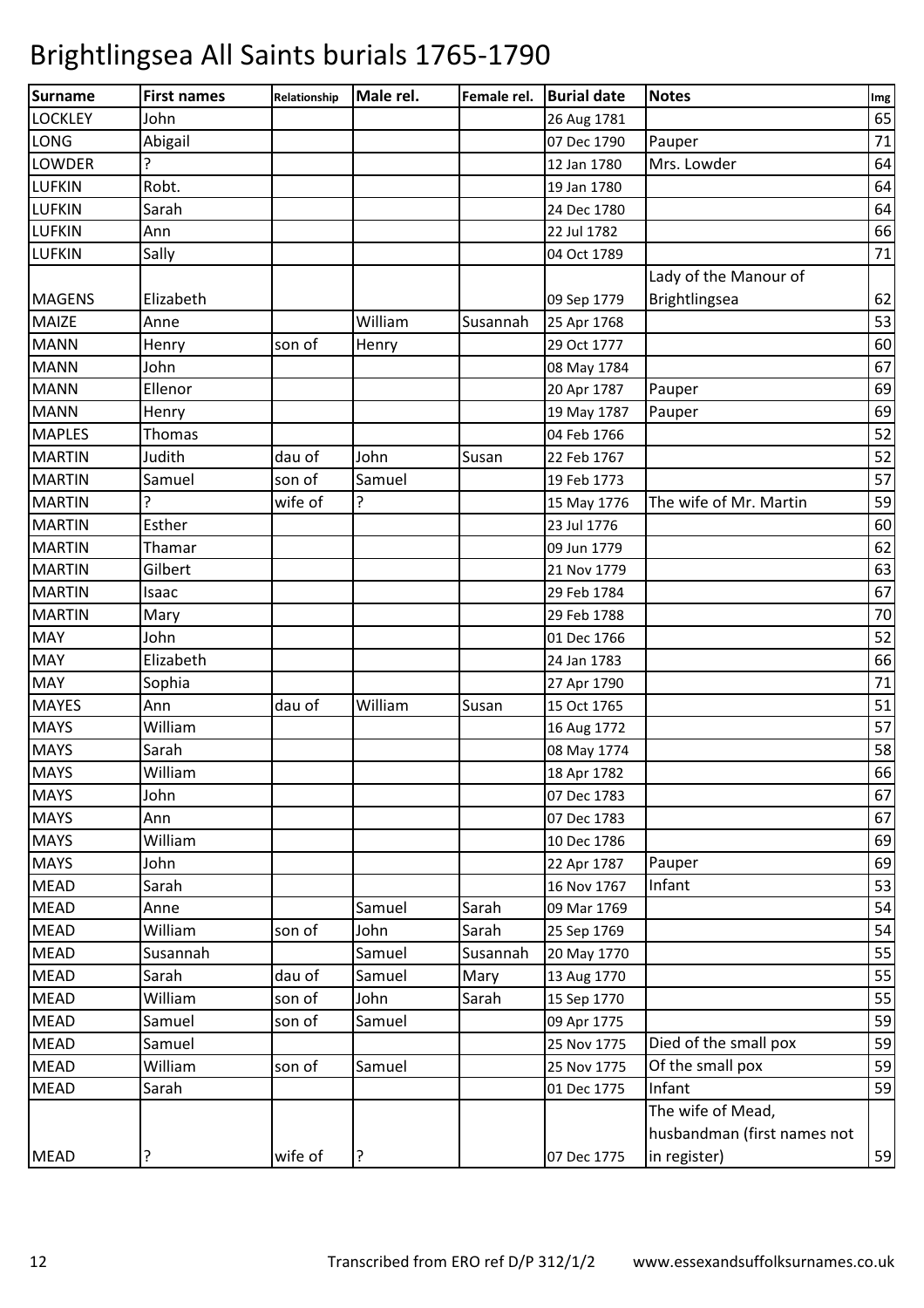# Brightlingsea All Saints burials 1765-1790

| Surname | First names | Relationship | Male rel. | Female rel. | Burial date | Notes | Img |
|---|---|---|---|---|---|---|---|
| LOCKLEY | John | | | | 26 Aug 1781 | | 65 |
| LONG | Abigail | | | | 07 Dec 1790 | Pauper | 71 |
| LOWDER | ? | | | | 12 Jan 1780 | Mrs. Lowder | 64 |
| LUFKIN | Robt. | | | | 19 Jan 1780 | | 64 |
| LUFKIN | Sarah | | | | 24 Dec 1780 | | 64 |
| LUFKIN | Ann | | | | 22 Jul 1782 | | 66 |
| LUFKIN | Sally | | | | 04 Oct 1789 | | 71 |
| MAGENS | Elizabeth | | | | 09 Sep 1779 | Lady of the Manour of Brightlingsea | 62 |
| MAIZE | Anne | | William | Susannah | 25 Apr 1768 | | 53 |
| MANN | Henry | son of | Henry | | 29 Oct 1777 | | 60 |
| MANN | John | | | | 08 May 1784 | | 67 |
| MANN | Ellenor | | | | 20 Apr 1787 | Pauper | 69 |
| MANN | Henry | | | | 19 May 1787 | Pauper | 69 |
| MAPLES | Thomas | | | | 04 Feb 1766 | | 52 |
| MARTIN | Judith | dau of | John | Susan | 22 Feb 1767 | | 52 |
| MARTIN | Samuel | son of | Samuel | | 19 Feb 1773 | | 57 |
| MARTIN | ? | wife of | ? | | 15 May 1776 | The wife of Mr. Martin | 59 |
| MARTIN | Esther | | | | 23 Jul 1776 | | 60 |
| MARTIN | Thamar | | | | 09 Jun 1779 | | 62 |
| MARTIN | Gilbert | | | | 21 Nov 1779 | | 63 |
| MARTIN | Isaac | | | | 29 Feb 1784 | | 67 |
| MARTIN | Mary | | | | 29 Feb 1788 | | 70 |
| MAY | John | | | | 01 Dec 1766 | | 52 |
| MAY | Elizabeth | | | | 24 Jan 1783 | | 66 |
| MAY | Sophia | | | | 27 Apr 1790 | | 71 |
| MAYES | Ann | dau of | William | Susan | 15 Oct 1765 | | 51 |
| MAYS | William | | | | 16 Aug 1772 | | 57 |
| MAYS | Sarah | | | | 08 May 1774 | | 58 |
| MAYS | William | | | | 18 Apr 1782 | | 66 |
| MAYS | John | | | | 07 Dec 1783 | | 67 |
| MAYS | Ann | | | | 07 Dec 1783 | | 67 |
| MAYS | William | | | | 10 Dec 1786 | | 69 |
| MAYS | John | | | | 22 Apr 1787 | Pauper | 69 |
| MEAD | Sarah | | | | 16 Nov 1767 | Infant | 53 |
| MEAD | Anne | | Samuel | Sarah | 09 Mar 1769 | | 54 |
| MEAD | William | son of | John | Sarah | 25 Sep 1769 | | 54 |
| MEAD | Susannah | | Samuel | Susannah | 20 May 1770 | | 55 |
| MEAD | Sarah | dau of | Samuel | Mary | 13 Aug 1770 | | 55 |
| MEAD | William | son of | John | Sarah | 15 Sep 1770 | | 55 |
| MEAD | Samuel | son of | Samuel | | 09 Apr 1775 | | 59 |
| MEAD | Samuel | | | | 25 Nov 1775 | Died of the small pox | 59 |
| MEAD | William | son of | Samuel | | 25 Nov 1775 | Of the small pox | 59 |
| MEAD | Sarah | | | | 01 Dec 1775 | Infant | 59 |
| MEAD | ? | wife of | ? | | 07 Dec 1775 | The wife of Mead, husbandman (first names not in register) | 59 |

Transcribed from ERO ref D/P 312/1/2 www.essexandsuffolksurnames.co.uk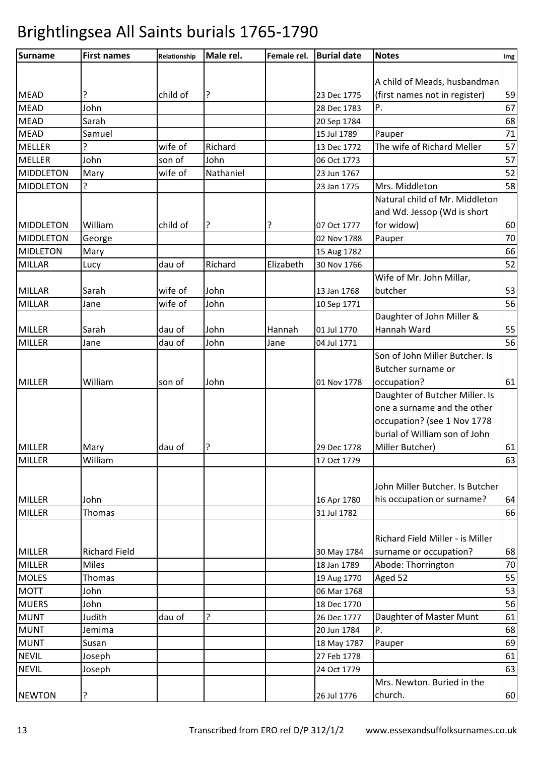# Brightlingsea All Saints burials 1765-1790

| Surname | First names | Relationship | Male rel. | Female rel. | Burial date | Notes | Img |
|---|---|---|---|---|---|---|---|
| MEAD | ? | child of | ? | | 23 Dec 1775 | A child of Meads, husbandman (first names not in register) | 59 |
| MEAD | John | | | | 28 Dec 1783 | P. | 67 |
| MEAD | Sarah | | | | 20 Sep 1784 | | 68 |
| MEAD | Samuel | | | | 15 Jul 1789 | Pauper | 71 |
| MELLER | ? | wife of | Richard | | 13 Dec 1772 | The wife of Richard Meller | 57 |
| MELLER | John | son of | John | | 06 Oct 1773 | | 57 |
| MIDDLETON | Mary | wife of | Nathaniel | | 23 Jun 1767 | | 52 |
| MIDDLETON | ? | | | | 23 Jan 1775 | Mrs. Middleton | 58 |
| MIDDLETON | William | child of | ? | ? | 07 Oct 1777 | Natural child of Mr. Middleton and Wd. Jessop (Wd is short for widow) | 60 |
| MIDDLETON | George | | | | 02 Nov 1788 | Pauper | 70 |
| MIDLETON | Mary | | | | 15 Aug 1782 | | 66 |
| MILLAR | Lucy | dau of | Richard | Elizabeth | 30 Nov 1766 | | 52 |
| MILLAR | Sarah | wife of | John | | 13 Jan 1768 | Wife of Mr. John Millar, butcher | 53 |
| MILLAR | Jane | wife of | John | | 10 Sep 1771 | | 56 |
| MILLER | Sarah | dau of | John | Hannah | 01 Jul 1770 | Daughter of John Miller & Hannah Ward | 55 |
| MILLER | Jane | dau of | John | Jane | 04 Jul 1771 | | 56 |
| MILLER | William | son of | John | | 01 Nov 1778 | Son of John Miller Butcher. Is Butcher surname or occupation? | 61 |
| MILLER | Mary | dau of | ? | | 29 Dec 1778 | Daughter of Butcher Miller. Is one a surname and the other occupation? (see 1 Nov 1778 burial of William son of John Miller Butcher) | 61 |
| MILLER | William | | | | 17 Oct 1779 | | 63 |
| MILLER | John | | | | 16 Apr 1780 | John Miller Butcher. Is Butcher his occupation or surname? | 64 |
| MILLER | Thomas | | | | 31 Jul 1782 | | 66 |
| MILLER | Richard Field | | | | 30 May 1784 | Richard Field Miller - is Miller surname or occupation? | 68 |
| MILLER | Miles | | | | 18 Jan 1789 | Abode: Thorrington | 70 |
| MOLES | Thomas | | | | 19 Aug 1770 | Aged 52 | 55 |
| MOTT | John | | | | 06 Mar 1768 | | 53 |
| MUERS | John | | | | 18 Dec 1770 | | 56 |
| MUNT | Judith | dau of | ? | | 26 Dec 1777 | Daughter of Master Munt | 61 |
| MUNT | Jemima | | | | 20 Jun 1784 | P. | 68 |
| MUNT | Susan | | | | 18 May 1787 | Pauper | 69 |
| NEVIL | Joseph | | | | 27 Feb 1778 | | 61 |
| NEVIL | Joseph | | | | 24 Oct 1779 | | 63 |
| NEWTON | ? | | | | 26 Jul 1776 | Mrs. Newton. Buried in the church. | 60 |

Transcribed from ERO ref D/P 312/1/2    www.essexandsuffolksurnames.co.uk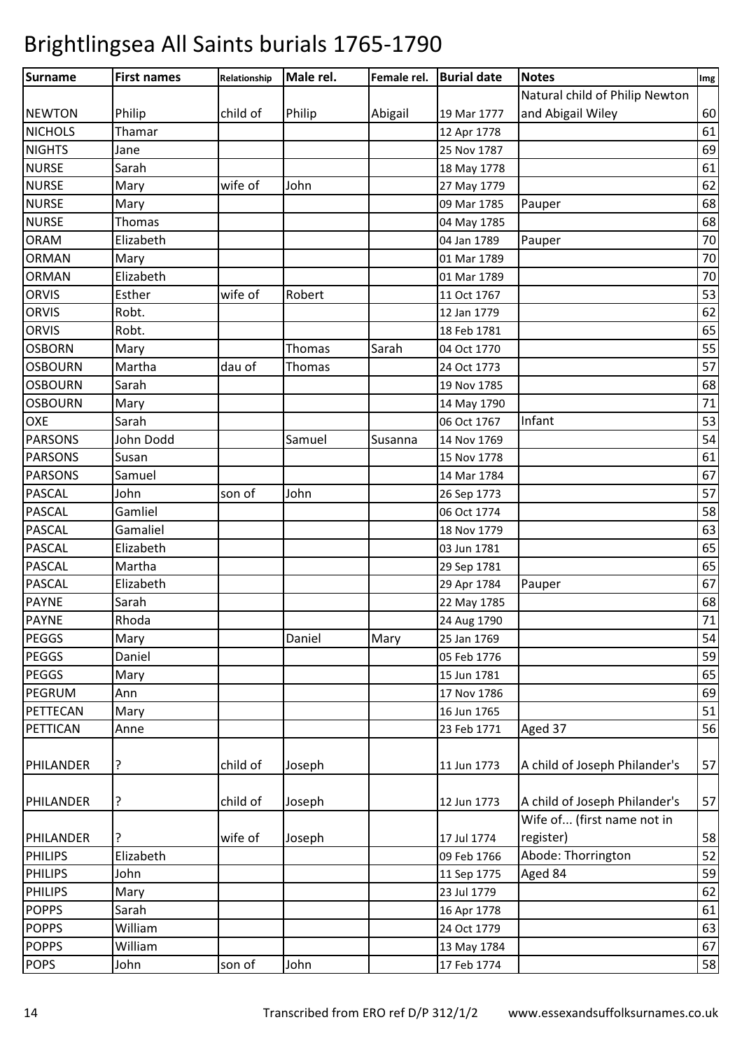# Brightlingsea All Saints burials 1765-1790

| Surname | First names | Relationship | Male rel. | Female rel. | Burial date | Notes | Img |
|---|---|---|---|---|---|---|---|
| NEWTON | Philip | child of | Philip | Abigail | 19 Mar 1777 | Natural child of Philip Newton and Abigail Wiley | 60 |
| NICHOLS | Thamar | | | | 12 Apr 1778 | | 61 |
| NIGHTS | Jane | | | | 25 Nov 1787 | | 69 |
| NURSE | Sarah | | | | 18 May 1778 | | 61 |
| NURSE | Mary | wife of | John | | 27 May 1779 | | 62 |
| NURSE | Mary | | | | 09 Mar 1785 | Pauper | 68 |
| NURSE | Thomas | | | | 04 May 1785 | | 68 |
| ORAM | Elizabeth | | | | 04 Jan 1789 | Pauper | 70 |
| ORMAN | Mary | | | | 01 Mar 1789 | | 70 |
| ORMAN | Elizabeth | | | | 01 Mar 1789 | | 70 |
| ORVIS | Esther | wife of | Robert | | 11 Oct 1767 | | 53 |
| ORVIS | Robt. | | | | 12 Jan 1779 | | 62 |
| ORVIS | Robt. | | | | 18 Feb 1781 | | 65 |
| OSBORN | Mary | | Thomas | Sarah | 04 Oct 1770 | | 55 |
| OSBOURN | Martha | dau of | Thomas | | 24 Oct 1773 | | 57 |
| OSBOURN | Sarah | | | | 19 Nov 1785 | | 68 |
| OSBOURN | Mary | | | | 14 May 1790 | | 71 |
| OXE | Sarah | | | | 06 Oct 1767 | Infant | 53 |
| PARSONS | John Dodd | | Samuel | Susanna | 14 Nov 1769 | | 54 |
| PARSONS | Susan | | | | 15 Nov 1778 | | 61 |
| PARSONS | Samuel | | | | 14 Mar 1784 | | 67 |
| PASCAL | John | son of | John | | 26 Sep 1773 | | 57 |
| PASCAL | Gamliel | | | | 06 Oct 1774 | | 58 |
| PASCAL | Gamaliel | | | | 18 Nov 1779 | | 63 |
| PASCAL | Elizabeth | | | | 03 Jun 1781 | | 65 |
| PASCAL | Martha | | | | 29 Sep 1781 | | 65 |
| PASCAL | Elizabeth | | | | 29 Apr 1784 | Pauper | 67 |
| PAYNE | Sarah | | | | 22 May 1785 | | 68 |
| PAYNE | Rhoda | | | | 24 Aug 1790 | | 71 |
| PEGGS | Mary | | Daniel | Mary | 25 Jan 1769 | | 54 |
| PEGGS | Daniel | | | | 05 Feb 1776 | | 59 |
| PEGGS | Mary | | | | 15 Jun 1781 | | 65 |
| PEGRUM | Ann | | | | 17 Nov 1786 | | 69 |
| PETTECAN | Mary | | | | 16 Jun 1765 | | 51 |
| PETTICAN | Anne | | | | 23 Feb 1771 | Aged 37 | 56 |
| PHILANDER | ? | child of | Joseph | | 11 Jun 1773 | A child of Joseph Philander's | 57 |
| PHILANDER | ? | child of | Joseph | | 12 Jun 1773 | A child of Joseph Philander's | 57 |
| PHILANDER | ? | wife of | Joseph | | 17 Jul 1774 | Wife of... (first name not in register) | 58 |
| PHILIPS | Elizabeth | | | | 09 Feb 1766 | Abode: Thorrington | 52 |
| PHILIPS | John | | | | 11 Sep 1775 | Aged 84 | 59 |
| PHILIPS | Mary | | | | 23 Jul 1779 | | 62 |
| POPPS | Sarah | | | | 16 Apr 1778 | | 61 |
| POPPS | William | | | | 24 Oct 1779 | | 63 |
| POPPS | William | | | | 13 May 1784 | | 67 |
| POPS | John | son of | John | | 17 Feb 1774 | | 58 |

Transcribed from ERO ref D/P 312/1/2 www.essexandsuffolksurnames.co.uk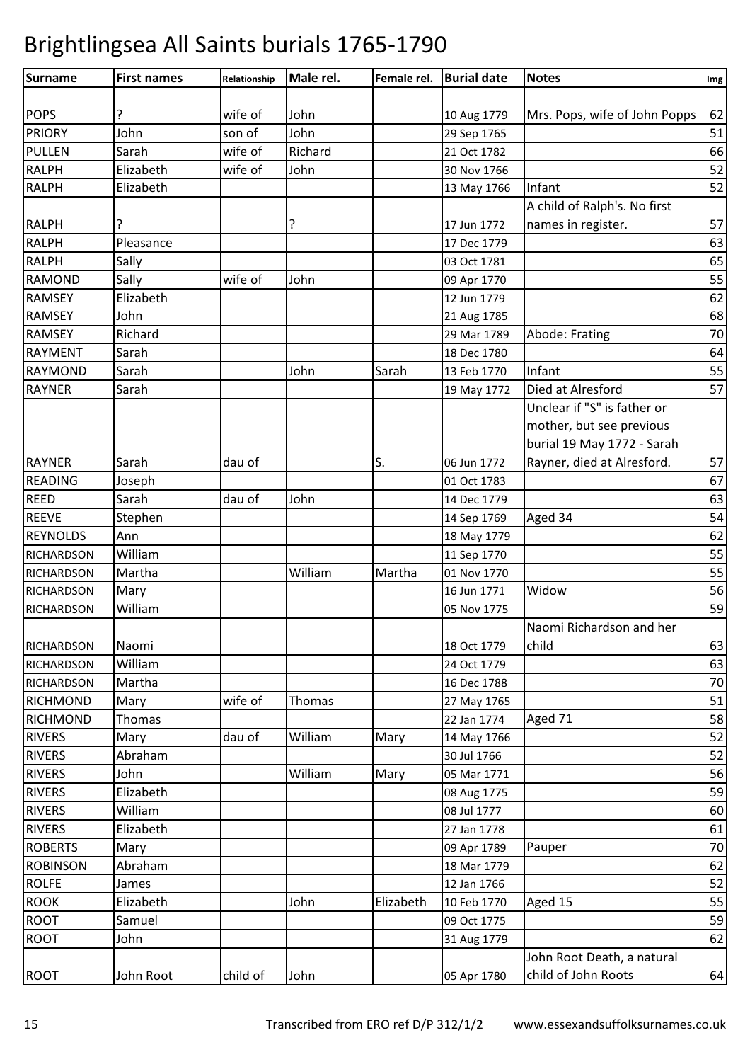# Brightlingsea All Saints burials 1765-1790

| Surname | First names | Relationship | Male rel. | Female rel. | Burial date | Notes | Img |
|---|---|---|---|---|---|---|---|
| POPS | ? | wife of | John | | 10 Aug 1779 | Mrs. Pops, wife of John Popps | 62 |
| PRIORY | John | son of | John | | 29 Sep 1765 | | 51 |
| PULLEN | Sarah | wife of | Richard | | 21 Oct 1782 | | 66 |
| RALPH | Elizabeth | wife of | John | | 30 Nov 1766 | | 52 |
| RALPH | Elizabeth | | | | 13 May 1766 | Infant | 52 |
| RALPH | ? | | ? | | 17 Jun 1772 | A child of Ralph's. No first names in register. | 57 |
| RALPH | Pleasance | | | | 17 Dec 1779 | | 63 |
| RALPH | Sally | | | | 03 Oct 1781 | | 65 |
| RAMOND | Sally | wife of | John | | 09 Apr 1770 | | 55 |
| RAMSEY | Elizabeth | | | | 12 Jun 1779 | | 62 |
| RAMSEY | John | | | | 21 Aug 1785 | | 68 |
| RAMSEY | Richard | | | | 29 Mar 1789 | Abode: Frating | 70 |
| RAYMENT | Sarah | | | | 18 Dec 1780 | | 64 |
| RAYMOND | Sarah | | John | Sarah | 13 Feb 1770 | Infant | 55 |
| RAYNER | Sarah | | | | 19 May 1772 | Died at Alresford | 57 |
| RAYNER | Sarah | dau of | | S. | 06 Jun 1772 | Unclear if "S" is father or mother, but see previous burial 19 May 1772 - Sarah Rayner, died at Alresford. | 57 |
| READING | Joseph | | | | 01 Oct 1783 | | 67 |
| REED | Sarah | dau of | John | | 14 Dec 1779 | | 63 |
| REEVE | Stephen | | | | 14 Sep 1769 | Aged 34 | 54 |
| REYNOLDS | Ann | | | | 18 May 1779 | | 62 |
| RICHARDSON | William | | | | 11 Sep 1770 | | 55 |
| RICHARDSON | Martha | | William | Martha | 01 Nov 1770 | | 55 |
| RICHARDSON | Mary | | | | 16 Jun 1771 | Widow | 56 |
| RICHARDSON | William | | | | 05 Nov 1775 | | 59 |
| RICHARDSON | Naomi | | | | 18 Oct 1779 | Naomi Richardson and her child | 63 |
| RICHARDSON | William | | | | 24 Oct 1779 | | 63 |
| RICHARDSON | Martha | | | | 16 Dec 1788 | | 70 |
| RICHMOND | Mary | wife of | Thomas | | 27 May 1765 | | 51 |
| RICHMOND | Thomas | | | | 22 Jan 1774 | Aged 71 | 58 |
| RIVERS | Mary | dau of | William | Mary | 14 May 1766 | | 52 |
| RIVERS | Abraham | | | | 30 Jul 1766 | | 52 |
| RIVERS | John | | William | Mary | 05 Mar 1771 | | 56 |
| RIVERS | Elizabeth | | | | 08 Aug 1775 | | 59 |
| RIVERS | William | | | | 08 Jul 1777 | | 60 |
| RIVERS | Elizabeth | | | | 27 Jan 1778 | | 61 |
| ROBERTS | Mary | | | | 09 Apr 1789 | Pauper | 70 |
| ROBINSON | Abraham | | | | 18 Mar 1779 | | 62 |
| ROLFE | James | | | | 12 Jan 1766 | | 52 |
| ROOK | Elizabeth | | John | Elizabeth | 10 Feb 1770 | Aged 15 | 55 |
| ROOT | Samuel | | | | 09 Oct 1775 | | 59 |
| ROOT | John | | | | 31 Aug 1779 | | 62 |
| ROOT | John Root | child of | John | | 05 Apr 1780 | John Root Death, a natural child of John Roots | 64 |

Transcribed from ERO ref D/P 312/1/2 www.essexandsuffolksurnames.co.uk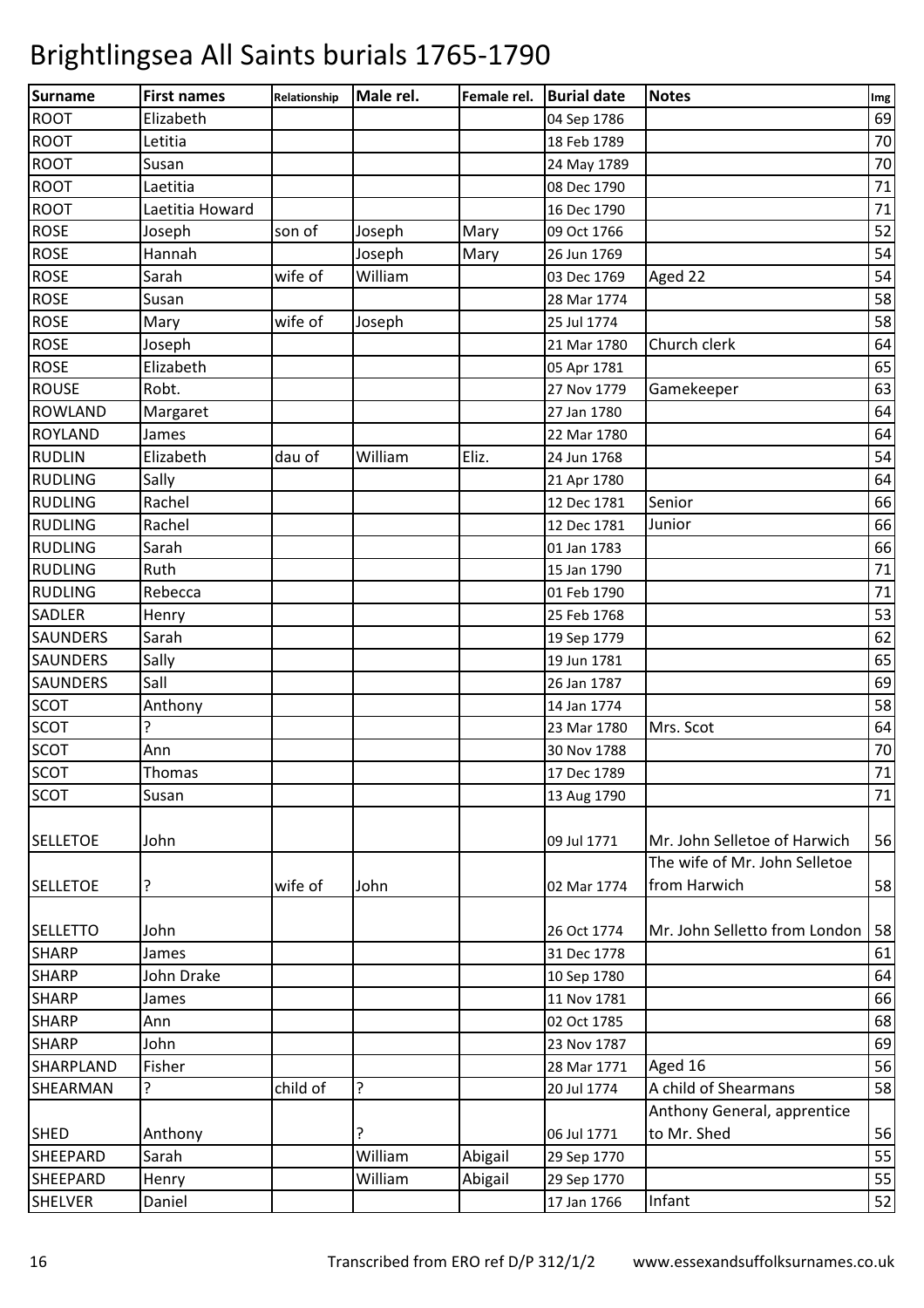# Brightlingsea All Saints burials 1765-1790

| Surname | First names | Relationship | Male rel. | Female rel. | Burial date | Notes | Img |
|---|---|---|---|---|---|---|---|
| ROOT | Elizabeth | | | | 04 Sep 1786 | | 69 |
| ROOT | Letitia | | | | 18 Feb 1789 | | 70 |
| ROOT | Susan | | | | 24 May 1789 | | 70 |
| ROOT | Laetitia | | | | 08 Dec 1790 | | 71 |
| ROOT | Laetitia Howard | | | | 16 Dec 1790 | | 71 |
| ROSE | Joseph | son of | Joseph | Mary | 09 Oct 1766 | | 52 |
| ROSE | Hannah | | Joseph | Mary | 26 Jun 1769 | | 54 |
| ROSE | Sarah | wife of | William | | 03 Dec 1769 | Aged 22 | 54 |
| ROSE | Susan | | | | 28 Mar 1774 | | 58 |
| ROSE | Mary | wife of | Joseph | | 25 Jul 1774 | | 58 |
| ROSE | Joseph | | | | 21 Mar 1780 | Church clerk | 64 |
| ROSE | Elizabeth | | | | 05 Apr 1781 | | 65 |
| ROUSE | Robt. | | | | 27 Nov 1779 | Gamekeeper | 63 |
| ROWLAND | Margaret | | | | 27 Jan 1780 | | 64 |
| ROYLAND | James | | | | 22 Mar 1780 | | 64 |
| RUDLIN | Elizabeth | dau of | William | Eliz. | 24 Jun 1768 | | 54 |
| RUDLING | Sally | | | | 21 Apr 1780 | | 64 |
| RUDLING | Rachel | | | | 12 Dec 1781 | Senior | 66 |
| RUDLING | Rachel | | | | 12 Dec 1781 | Junior | 66 |
| RUDLING | Sarah | | | | 01 Jan 1783 | | 66 |
| RUDLING | Ruth | | | | 15 Jan 1790 | | 71 |
| RUDLING | Rebecca | | | | 01 Feb 1790 | | 71 |
| SADLER | Henry | | | | 25 Feb 1768 | | 53 |
| SAUNDERS | Sarah | | | | 19 Sep 1779 | | 62 |
| SAUNDERS | Sally | | | | 19 Jun 1781 | | 65 |
| SAUNDERS | Sall | | | | 26 Jan 1787 | | 69 |
| SCOT | Anthony | | | | 14 Jan 1774 | | 58 |
| SCOT | ? | | | | 23 Mar 1780 | Mrs. Scot | 64 |
| SCOT | Ann | | | | 30 Nov 1788 | | 70 |
| SCOT | Thomas | | | | 17 Dec 1789 | | 71 |
| SCOT | Susan | | | | 13 Aug 1790 | | 71 |
| SELLETOE | John | | | | 09 Jul 1771 | Mr. John Selletoe of Harwich | 56 |
| SELLETOE | ? | wife of | John | | 02 Mar 1774 | The wife of Mr. John Selletoe from Harwich | 58 |
| SELLETTO | John | | | | 26 Oct 1774 | Mr. John Selletto from London | 58 |
| SHARP | James | | | | 31 Dec 1778 | | 61 |
| SHARP | John Drake | | | | 10 Sep 1780 | | 64 |
| SHARP | James | | | | 11 Nov 1781 | | 66 |
| SHARP | Ann | | | | 02 Oct 1785 | | 68 |
| SHARP | John | | | | 23 Nov 1787 | | 69 |
| SHARPLAND | Fisher | | | | 28 Mar 1771 | Aged 16 | 56 |
| SHEARMAN | ? | child of | ? | | 20 Jul 1774 | A child of Shearmans | 58 |
| SHED | Anthony | | ? | | 06 Jul 1771 | Anthony General, apprentice to Mr. Shed | 56 |
| SHEEPARD | Sarah | | William | Abigail | 29 Sep 1770 | | 55 |
| SHEEPARD | Henry | | William | Abigail | 29 Sep 1770 | | 55 |
| SHELVER | Daniel | | | | 17 Jan 1766 | Infant | 52 |

Transcribed from ERO ref D/P 312/1/2 www.essexandsuffolksurnames.co.uk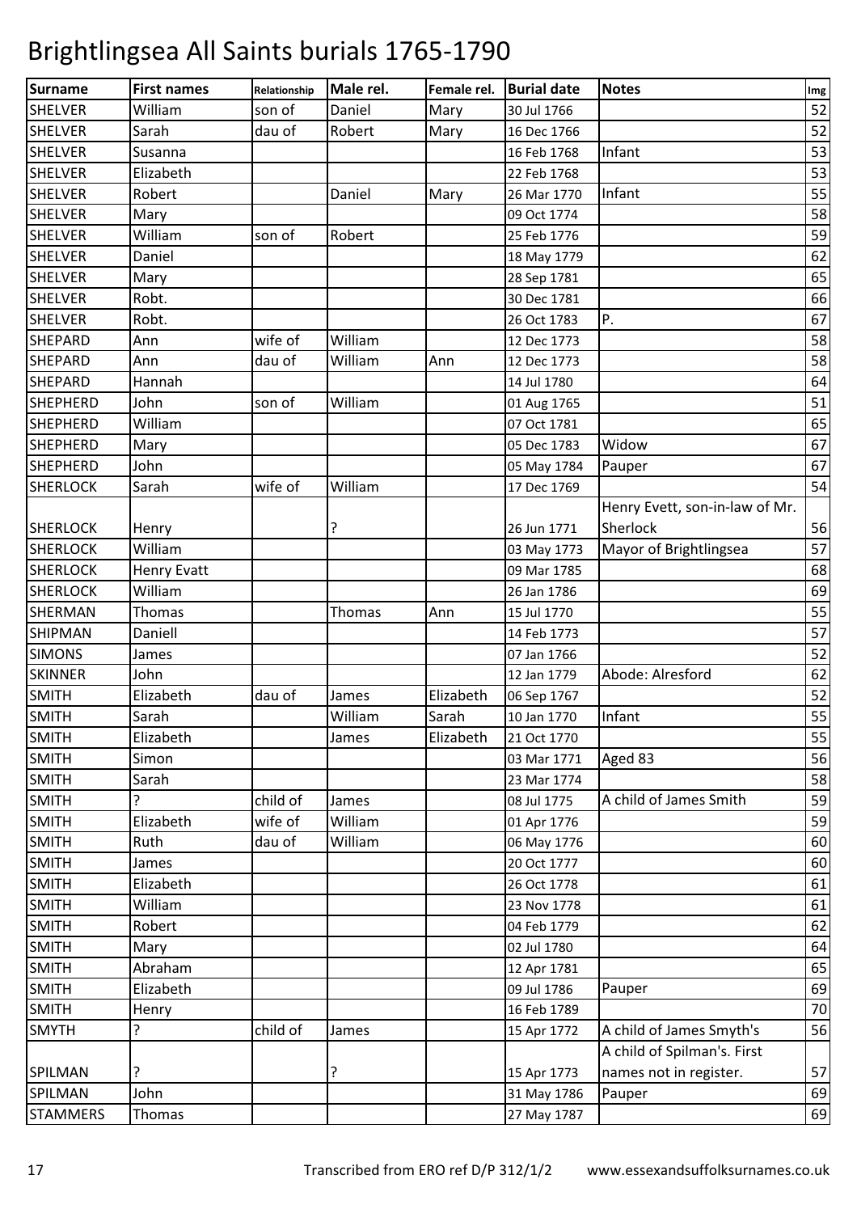# Brightlingsea All Saints burials 1765-1790

| Surname | First names | Relationship | Male rel. | Female rel. | Burial date | Notes | Img |
|---|---|---|---|---|---|---|---|
| SHELVER | William | son of | Daniel | Mary | 30 Jul 1766 | | 52 |
| SHELVER | Sarah | dau of | Robert | Mary | 16 Dec 1766 | | 52 |
| SHELVER | Susanna | | | | 16 Feb 1768 | Infant | 53 |
| SHELVER | Elizabeth | | | | 22 Feb 1768 | | 53 |
| SHELVER | Robert | | Daniel | Mary | 26 Mar 1770 | Infant | 55 |
| SHELVER | Mary | | | | 09 Oct 1774 | | 58 |
| SHELVER | William | son of | Robert | | 25 Feb 1776 | | 59 |
| SHELVER | Daniel | | | | 18 May 1779 | | 62 |
| SHELVER | Mary | | | | 28 Sep 1781 | | 65 |
| SHELVER | Robt. | | | | 30 Dec 1781 | | 66 |
| SHELVER | Robt. | | | | 26 Oct 1783 | P. | 67 |
| SHEPARD | Ann | wife of | William | | 12 Dec 1773 | | 58 |
| SHEPARD | Ann | dau of | William | Ann | 12 Dec 1773 | | 58 |
| SHEPARD | Hannah | | | | 14 Jul 1780 | | 64 |
| SHEPHERD | John | son of | William | | 01 Aug 1765 | | 51 |
| SHEPHERD | William | | | | 07 Oct 1781 | | 65 |
| SHEPHERD | Mary | | | | 05 Dec 1783 | Widow | 67 |
| SHEPHERD | John | | | | 05 May 1784 | Pauper | 67 |
| SHERLOCK | Sarah | wife of | William | | 17 Dec 1769 | | 54 |
| SHERLOCK | Henry | | ? | | 26 Jun 1771 | Henry Evett, son-in-law of Mr. Sherlock | 56 |
| SHERLOCK | William | | | | 03 May 1773 | Mayor of Brightlingsea | 57 |
| SHERLOCK | Henry Evatt | | | | 09 Mar 1785 | | 68 |
| SHERLOCK | William | | | | 26 Jan 1786 | | 69 |
| SHERMAN | Thomas | | Thomas | Ann | 15 Jul 1770 | | 55 |
| SHIPMAN | Daniell | | | | 14 Feb 1773 | | 57 |
| SIMONS | James | | | | 07 Jan 1766 | | 52 |
| SKINNER | John | | | | 12 Jan 1779 | Abode: Alresford | 62 |
| SMITH | Elizabeth | dau of | James | Elizabeth | 06 Sep 1767 | | 52 |
| SMITH | Sarah | | William | Sarah | 10 Jan 1770 | Infant | 55 |
| SMITH | Elizabeth | | James | Elizabeth | 21 Oct 1770 | | 55 |
| SMITH | Simon | | | | 03 Mar 1771 | Aged 83 | 56 |
| SMITH | Sarah | | | | 23 Mar 1774 | | 58 |
| SMITH | ? | child of | James | | 08 Jul 1775 | A child of James Smith | 59 |
| SMITH | Elizabeth | wife of | William | | 01 Apr 1776 | | 59 |
| SMITH | Ruth | dau of | William | | 06 May 1776 | | 60 |
| SMITH | James | | | | 20 Oct 1777 | | 60 |
| SMITH | Elizabeth | | | | 26 Oct 1778 | | 61 |
| SMITH | William | | | | 23 Nov 1778 | | 61 |
| SMITH | Robert | | | | 04 Feb 1779 | | 62 |
| SMITH | Mary | | | | 02 Jul 1780 | | 64 |
| SMITH | Abraham | | | | 12 Apr 1781 | | 65 |
| SMITH | Elizabeth | | | | 09 Jul 1786 | Pauper | 69 |
| SMITH | Henry | | | | 16 Feb 1789 | | 70 |
| SMYTH | ? | child of | James | | 15 Apr 1772 | A child of James Smyth's | 56 |
| SPILMAN | ? | | ? | | 15 Apr 1773 | A child of Spilman's. First names not in register. | 57 |
| SPILMAN | John | | | | 31 May 1786 | Pauper | 69 |
| STAMMERS | Thomas | | | | 27 May 1787 | | 69 |

Transcribed from ERO ref D/P 312/1/2 www.essexandsuffolksurnames.co.uk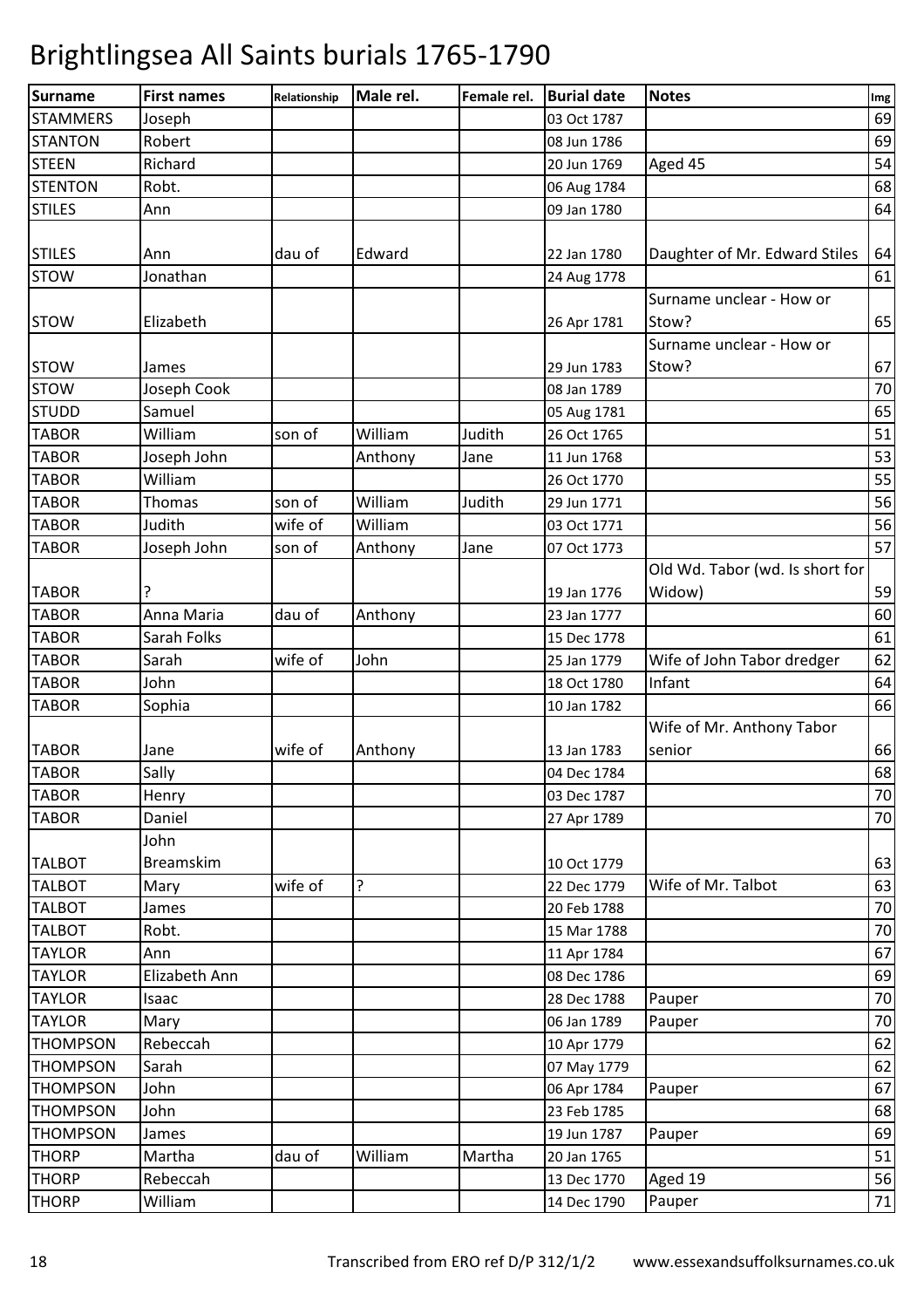# Brightlingsea All Saints burials 1765-1790

| Surname | First names | Relationship | Male rel. | Female rel. | Burial date | Notes | Img |
|---|---|---|---|---|---|---|---|
| STAMMERS | Joseph | | | | 03 Oct 1787 | | 69 |
| STANTON | Robert | | | | 08 Jun 1786 | | 69 |
| STEEN | Richard | | | | 20 Jun 1769 | Aged 45 | 54 |
| STENTON | Robt. | | | | 06 Aug 1784 | | 68 |
| STILES | Ann | | | | 09 Jan 1780 | | 64 |
| STILES | Ann | dau of | Edward | | 22 Jan 1780 | Daughter of Mr. Edward Stiles | 64 |
| STOW | Jonathan | | | | 24 Aug 1778 | | 61 |
| STOW | Elizabeth | | | | 26 Apr 1781 | Surname unclear - How or Stow? | 65 |
| STOW | James | | | | 29 Jun 1783 | Surname unclear - How or Stow? | 67 |
| STOW | Joseph Cook | | | | 08 Jan 1789 | | 70 |
| STUDD | Samuel | | | | 05 Aug 1781 | | 65 |
| TABOR | William | son of | William | Judith | 26 Oct 1765 | | 51 |
| TABOR | Joseph John | | Anthony | Jane | 11 Jun 1768 | | 53 |
| TABOR | William | | | | 26 Oct 1770 | | 55 |
| TABOR | Thomas | son of | William | Judith | 29 Jun 1771 | | 56 |
| TABOR | Judith | wife of | William | | 03 Oct 1771 | | 56 |
| TABOR | Joseph John | son of | Anthony | Jane | 07 Oct 1773 | | 57 |
| TABOR | ? | | | | 19 Jan 1776 | Old Wd. Tabor (wd. Is short for Widow) | 59 |
| TABOR | Anna Maria | dau of | Anthony | | 23 Jan 1777 | | 60 |
| TABOR | Sarah Folks | | | | 15 Dec 1778 | | 61 |
| TABOR | Sarah | wife of | John | | 25 Jan 1779 | Wife of John Tabor dredger | 62 |
| TABOR | John | | | | 18 Oct 1780 | Infant | 64 |
| TABOR | Sophia | | | | 10 Jan 1782 | | 66 |
| TABOR | Jane | wife of | Anthony | | 13 Jan 1783 | Wife of Mr. Anthony Tabor senior | 66 |
| TABOR | Sally | | | | 04 Dec 1784 | | 68 |
| TABOR | Henry | | | | 03 Dec 1787 | | 70 |
| TABOR | Daniel | | | | 27 Apr 1789 | | 70 |
| TALBOT | John Breamskim | | | | 10 Oct 1779 | | 63 |
| TALBOT | Mary | wife of | ? | | 22 Dec 1779 | Wife of Mr. Talbot | 63 |
| TALBOT | James | | | | 20 Feb 1788 | | 70 |
| TALBOT | Robt. | | | | 15 Mar 1788 | | 70 |
| TAYLOR | Ann | | | | 11 Apr 1784 | | 67 |
| TAYLOR | Elizabeth Ann | | | | 08 Dec 1786 | | 69 |
| TAYLOR | Isaac | | | | 28 Dec 1788 | Pauper | 70 |
| TAYLOR | Mary | | | | 06 Jan 1789 | Pauper | 70 |
| THOMPSON | Rebeccah | | | | 10 Apr 1779 | | 62 |
| THOMPSON | Sarah | | | | 07 May 1779 | | 62 |
| THOMPSON | John | | | | 06 Apr 1784 | Pauper | 67 |
| THOMPSON | John | | | | 23 Feb 1785 | | 68 |
| THOMPSON | James | | | | 19 Jun 1787 | Pauper | 69 |
| THORP | Martha | dau of | William | Martha | 20 Jan 1765 | | 51 |
| THORP | Rebeccah | | | | 13 Dec 1770 | Aged 19 | 56 |
| THORP | William | | | | 14 Dec 1790 | Pauper | 71 |

Transcribed from ERO ref D/P 312/1/2    www.essexandsuffolksurnames.co.uk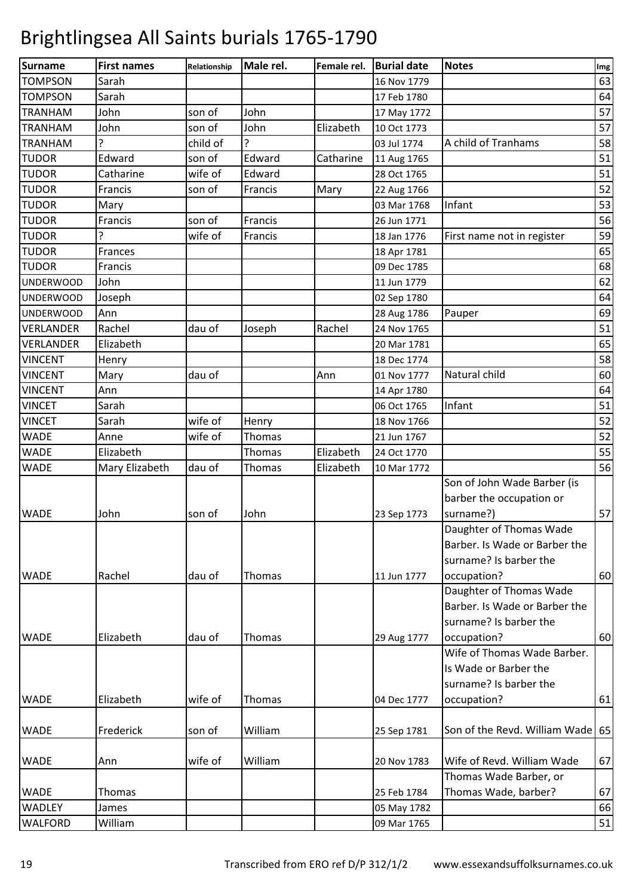# Brightlingsea All Saints burials 1765-1790

| Surname | First names | Relationship | Male rel. | Female rel. | Burial date | Notes | Img |
|---|---|---|---|---|---|---|---|
| TOMPSON | Sarah | | | | 16 Nov 1779 | | 63 |
| TOMPSON | Sarah | | | | 17 Feb 1780 | | 64 |
| TRANHAM | John | son of | John | | 17 May 1772 | | 57 |
| TRANHAM | John | son of | John | Elizabeth | 10 Oct 1773 | | 57 |
| TRANHAM | ? | child of | ? | | 03 Jul 1774 | A child of Tranhams | 58 |
| TUDOR | Edward | son of | Edward | Catharine | 11 Aug 1765 | | 51 |
| TUDOR | Catharine | wife of | Edward | | 28 Oct 1765 | | 51 |
| TUDOR | Francis | son of | Francis | Mary | 22 Aug 1766 | | 52 |
| TUDOR | Mary | | | | 03 Mar 1768 | Infant | 53 |
| TUDOR | Francis | son of | Francis | | 26 Jun 1771 | | 56 |
| TUDOR | ? | wife of | Francis | | 18 Jan 1776 | First name not in register | 59 |
| TUDOR | Frances | | | | 18 Apr 1781 | | 65 |
| TUDOR | Francis | | | | 09 Dec 1785 | | 68 |
| UNDERWOOD | John | | | | 11 Jun 1779 | | 62 |
| UNDERWOOD | Joseph | | | | 02 Sep 1780 | | 64 |
| UNDERWOOD | Ann | | | | 28 Aug 1786 | Pauper | 69 |
| VERLANDER | Rachel | dau of | Joseph | Rachel | 24 Nov 1765 | | 51 |
| VERLANDER | Elizabeth | | | | 20 Mar 1781 | | 65 |
| VINCENT | Henry | | | | 18 Dec 1774 | | 58 |
| VINCENT | Mary | dau of | | Ann | 01 Nov 1777 | Natural child | 60 |
| VINCENT | Ann | | | | 14 Apr 1780 | | 64 |
| VINCENT | Sarah | | | | 06 Oct 1765 | Infant | 51 |
| VINCET | Sarah | wife of | Henry | | 18 Nov 1766 | | 52 |
| WADE | Anne | wife of | Thomas | | 21 Jun 1767 | | 52 |
| WADE | Elizabeth | | Thomas | Elizabeth | 24 Oct 1770 | | 55 |
| WADE | Mary Elizabeth | dau of | Thomas | Elizabeth | 10 Mar 1772 | | 56 |
| WADE | John | son of | John | | 23 Sep 1773 | Son of John Wade Barber (is barber the occupation or surname?) | 57 |
| WADE | Rachel | dau of | Thomas | | 11 Jun 1777 | Daughter of Thomas Wade Barber. Is Wade or Barber the surname? Is barber the occupation? | 60 |
| WADE | Elizabeth | dau of | Thomas | | 29 Aug 1777 | Daughter of Thomas Wade Barber. Is Wade or Barber the surname? Is barber the occupation? | 60 |
| WADE | Elizabeth | wife of | Thomas | | 04 Dec 1777 | Wife of Thomas Wade Barber. Is Wade or Barber the surname? Is barber the occupation? | 61 |
| WADE | Frederick | son of | William | | 25 Sep 1781 | Son of the Revd. William Wade | 65 |
| WADE | Ann | wife of | William | | 20 Nov 1783 | Wife of Revd. William Wade | 67 |
| WADE | Thomas | | | | 25 Feb 1784 | Thomas Wade Barber, or Thomas Wade, barber? | 67 |
| WADLEY | James | | | | 05 May 1782 | | 66 |
| WALFORD | William | | | | 09 Mar 1765 | | 51 |

Transcribed from ERO ref D/P 312/1/2 www.essexandsuffolksurnames.co.uk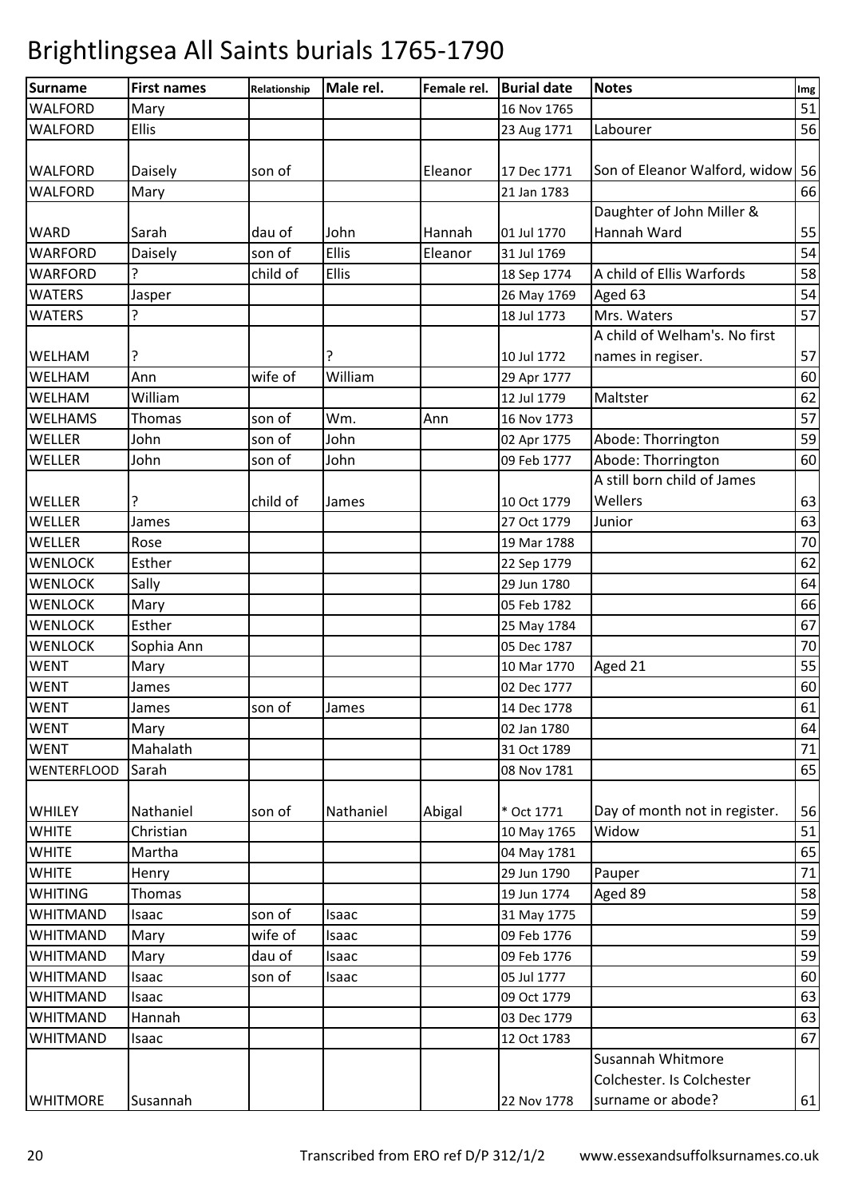# Brightlingsea All Saints burials 1765-1790

| Surname | First names | Relationship | Male rel. | Female rel. | Burial date | Notes | Img |
|---|---|---|---|---|---|---|---|
| WALFORD | Mary | | | | 16 Nov 1765 | | 51 |
| WALFORD | Ellis | | | | 23 Aug 1771 | Labourer | 56 |
| WALFORD | Daisely | son of | | Eleanor | 17 Dec 1771 | Son of Eleanor Walford, widow | 56 |
| WALFORD | Mary | | | | 21 Jan 1783 | | 66 |
| WARD | Sarah | dau of | John | Hannah | 01 Jul 1770 | Daughter of John Miller & Hannah Ward | 55 |
| WARFORD | Daisely | son of | Ellis | Eleanor | 31 Jul 1769 | | 54 |
| WARFORD | ? | child of | Ellis | | 18 Sep 1774 | A child of Ellis Warfords | 58 |
| WATERS | Jasper | | | | 26 May 1769 | Aged 63 | 54 |
| WATERS | ? | | | | 18 Jul 1773 | Mrs. Waters | 57 |
| WELHAM | ? | | ? | | 10 Jul 1772 | A child of Welham's. No first names in regiser. | 57 |
| WELHAM | Ann | wife of | William | | 29 Apr 1777 | | 60 |
| WELHAM | William | | | | 12 Jul 1779 | Maltster | 62 |
| WELHAMS | Thomas | son of | Wm. | Ann | 16 Nov 1773 | | 57 |
| WELLER | John | son of | John | | 02 Apr 1775 | Abode: Thorrington | 59 |
| WELLER | John | son of | John | | 09 Feb 1777 | Abode: Thorrington | 60 |
| WELLER | ? | child of | James | | 10 Oct 1779 | A still born child of James Wellers | 63 |
| WELLER | James | | | | 27 Oct 1779 | Junior | 63 |
| WELLER | Rose | | | | 19 Mar 1788 | | 70 |
| WENLOCK | Esther | | | | 22 Sep 1779 | | 62 |
| WENLOCK | Sally | | | | 29 Jun 1780 | | 64 |
| WENLOCK | Mary | | | | 05 Feb 1782 | | 66 |
| WENLOCK | Esther | | | | 25 May 1784 | | 67 |
| WENLOCK | Sophia Ann | | | | 05 Dec 1787 | | 70 |
| WENT | Mary | | | | 10 Mar 1770 | Aged 21 | 55 |
| WENT | James | | | | 02 Dec 1777 | | 60 |
| WENT | James | son of | James | | 14 Dec 1778 | | 61 |
| WENT | Mary | | | | 02 Jan 1780 | | 64 |
| WENT | Mahalath | | | | 31 Oct 1789 | | 71 |
| WENTERFLOOD | Sarah | | | | 08 Nov 1781 | | 65 |
| WHILEY | Nathaniel | son of | Nathaniel | Abigal | * Oct 1771 | Day of month not in register. | 56 |
| WHITE | Christian | | | | 10 May 1765 | Widow | 51 |
| WHITE | Martha | | | | 04 May 1781 | | 65 |
| WHITE | Henry | | | | 29 Jun 1790 | Pauper | 71 |
| WHITING | Thomas | | | | 19 Jun 1774 | Aged 89 | 58 |
| WHITMAND | Isaac | son of | Isaac | | 31 May 1775 | | 59 |
| WHITMAND | Mary | wife of | Isaac | | 09 Feb 1776 | | 59 |
| WHITMAND | Mary | dau of | Isaac | | 09 Feb 1776 | | 59 |
| WHITMAND | Isaac | son of | Isaac | | 05 Jul 1777 | | 60 |
| WHITMAND | Isaac | | | | 09 Oct 1779 | | 63 |
| WHITMAND | Hannah | | | | 03 Dec 1779 | | 63 |
| WHITMAND | Isaac | | | | 12 Oct 1783 | | 67 |
| WHITMORE | Susannah | | | | 22 Nov 1778 | Susannah Whitmore Colchester. Is Colchester surname or abode? | 61 |

Transcribed from ERO ref D/P 312/1/2 www.essexandsuffolksurnames.co.uk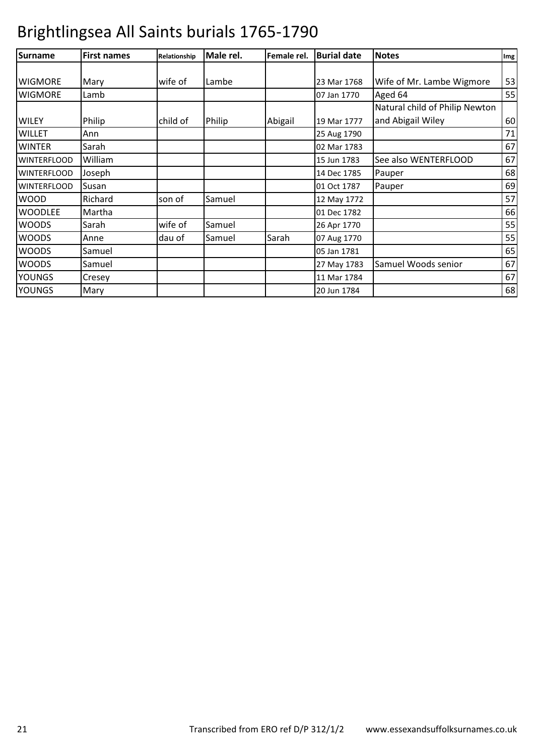# Brightlingsea All Saints burials 1765-1790

| Surname | First names | Relationship | Male rel. | Female rel. | Burial date | Notes | Img |
|---|---|---|---|---|---|---|---|
| WIGMORE | Mary | wife of | Lambe | | 23 Mar 1768 | Wife of Mr. Lambe Wigmore | 53 |
| WIGMORE | Lamb | | | | 07 Jan 1770 | Aged 64 | 55 |
| WILEY | Philip | child of | Philip | Abigail | 19 Mar 1777 | Natural child of Philip Newton and Abigail Wiley | 60 |
| WILLET | Ann | | | | 25 Aug 1790 | | 71 |
| WINTER | Sarah | | | | 02 Mar 1783 | | 67 |
| WINTERFLOOD | William | | | | 15 Jun 1783 | See also WENTERFLOOD | 67 |
| WINTERFLOOD | Joseph | | | | 14 Dec 1785 | Pauper | 68 |
| WINTERFLOOD | Susan | | | | 01 Oct 1787 | Pauper | 69 |
| WOOD | Richard | son of | Samuel | | 12 May 1772 | | 57 |
| WOODLEE | Martha | | | | 01 Dec 1782 | | 66 |
| WOODS | Sarah | wife of | Samuel | | 26 Apr 1770 | | 55 |
| WOODS | Anne | dau of | Samuel | Sarah | 07 Aug 1770 | | 55 |
| WOODS | Samuel | | | | 05 Jan 1781 | | 65 |
| WOODS | Samuel | | | | 27 May 1783 | Samuel Woods senior | 67 |
| YOUNGS | Cresey | | | | 11 Mar 1784 | | 67 |
| YOUNGS | Mary | | | | 20 Jun 1784 | | 68 |

Transcribed from ERO ref D/P 312/1/2 www.essexandsuffolksurnames.co.uk